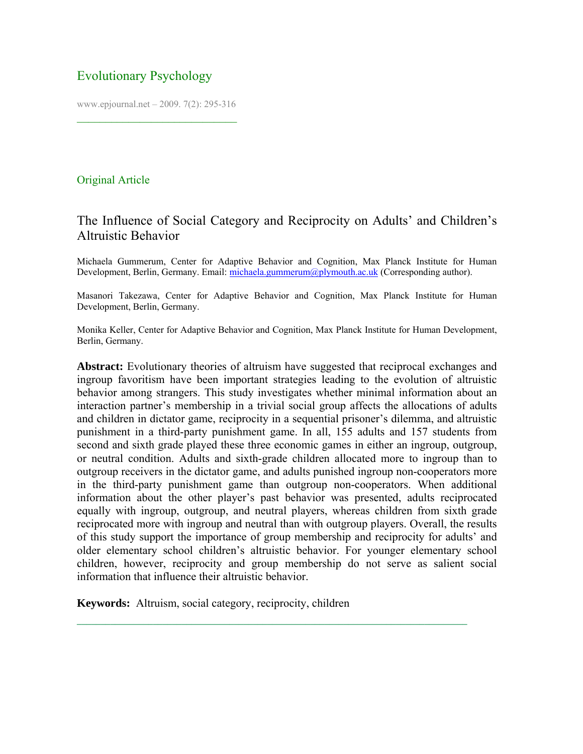Evolutionary Psychology

Original Article

# The Influence of Social Category and Reciprocity on Adults' and Children's Altruistic Behavior

Michaela Gummerum, Center for Adaptive Behavior and Cognition, Max Planck Institute for Human Development, Berlin, Germany. Email: michaela.gummerum@plymouth.ac.uk (Corresponding author).

Masanori Takezawa, Center for Adaptive Behavior and Cognition, Max Planck Institute for Human Development, Berlin, Germany.

Monika Keller, Center for Adaptive Behavior and Cognition, Max Planck Institute for Human Development, Berlin, Germany.

**Abstract:** Evolutionary theories of altruism have suggested that reciprocal exchanges and ingroup favoritism have been important strategies leading to the evolution of altruistic behavior among strangers. This study investigates whether minimal information about an interaction partner's membership in a trivial social group affects the allocations of adults and children in dictator game, reciprocity in a sequential prisoner's dilemma, and altruistic punishment in a third-party punishment game. In all, 155 adults and 157 students from second and sixth grade played these three economic games in either an ingroup, outgroup, or neutral condition. Adults and sixth-grade children allocated more to ingroup than to outgroup receivers in the dictator game, and adults punished ingroup non-cooperators more in the third-party punishment game than outgroup non-cooperators. When additional information about the other player's past behavior was presented, adults reciprocated equally with ingroup, outgroup, and neutral players, whereas children from sixth grade reciprocated more with ingroup and neutral than with outgroup players. Overall, the results of this study support the importance of group membership and reciprocity for adults' and older elementary school children's altruistic behavior. For younger elementary school children, however, reciprocity and group membership do not serve as salient social information that influence their altruistic behavior.

**Keywords:** Altruism, social category, reciprocity, children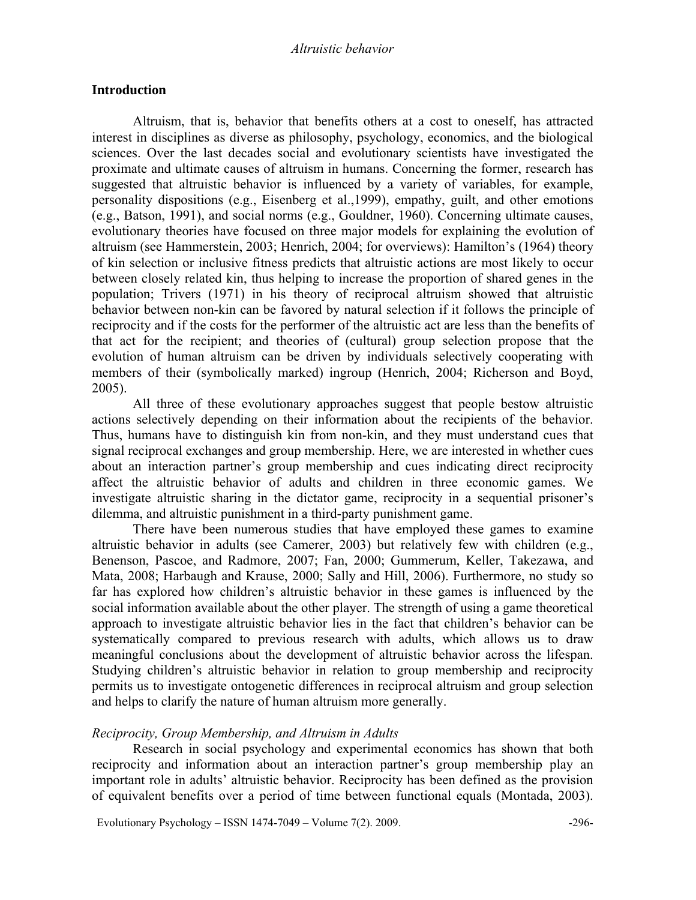## Introduction

Altruism, that is, behavior that benefits others at a cost to oneself, has attracted interest in disciplines as diverse as philosophy, psychology, economics, and the biological sciences. Over the last decades social and evolutionary scientists have investigated the proximate and ultimate causes of altruism in humans. Concerning the former, research has suggested that altruistic behavior is influenced by a variety of variables, for example, personality dispositions (e.g., Eisenberg et al.,1999), empathy, guilt, and other emotions (e.g., Batson, 1991), and social norms (e.g., Gouldner, 1960). Concerning ultimate causes, evolutionary theories have focused on three major models for explaining the evolution of altruism (see Hammerstein, 2003; Henrich, 2004; for overviews): Hamilton's (1964) theory of kin selection or inclusive fitness predicts that altruistic actions are most likely to occur between closely related kin, thus helping to increase the proportion of shared genes in the population; Trivers (1971) in his theory of reciprocal altruism showed that altruistic behavior between non-kin can be favored by natural selection if it follows the principle of reciprocity and if the costs for the performer of the altruistic act are less than the benefits of that act for the recipient; and theories of (cultural) group selection propose that the evolution of human altruism can be driven by individuals selectively cooperating with members of their (symbolically marked) ingroup (Henrich, 2004; Richerson and Boyd, 2005).

All three of these evolutionary approaches suggest that people bestow altruistic actions selectively depending on their information about the recipients of the behavior. Thus, humans have to distinguish kin from non-kin, and they must understand cues that signal reciprocal exchanges and group membership. Here, we are interested in whether cues about an interaction partner's group membership and cues indicating direct reciprocity affect the altruistic behavior of adults and children in three economic games. We investigate altruistic sharing in the dictator game, reciprocity in a sequential prisoner's dilemma, and altruistic punishment in a third-party punishment game.

There have been numerous studies that have employed these games to examine altruistic behavior in adults (see Camerer, 2003) but relatively few with children (e.g., Benenson, Pascoe, and Radmore, 2007; Fan, 2000; Gummerum, Keller, Takezawa, and Mata, 2008; Harbaugh and Krause, 2000; Sally and Hill, 2006). Furthermore, no study so far has explored how children's altruistic behavior in these games is influenced by the social information available about the other player. The strength of using a game theoretical approach to investigate altruistic behavior lies in the fact that children's behavior can be systematically compared to previous research with adults, which allows us to draw meaningful conclusions about the development of altruistic behavior across the lifespan. Studying children's altruistic behavior in relation to group membership and reciprocity permits us to investigate ontogenetic differences in reciprocal altruism and group selection and helps to clarify the nature of human altruism more generally.

### *Reciprocity, Group Membership, and Altruism in Adults*

Research in social psychology and experimental economics has shown that both reciprocity and information about an interaction partner's group membership play an important role in adults' altruistic behavior. Reciprocity has been defined as the provision of equivalent benefits over a period of time between functional equals (Montada, 2003).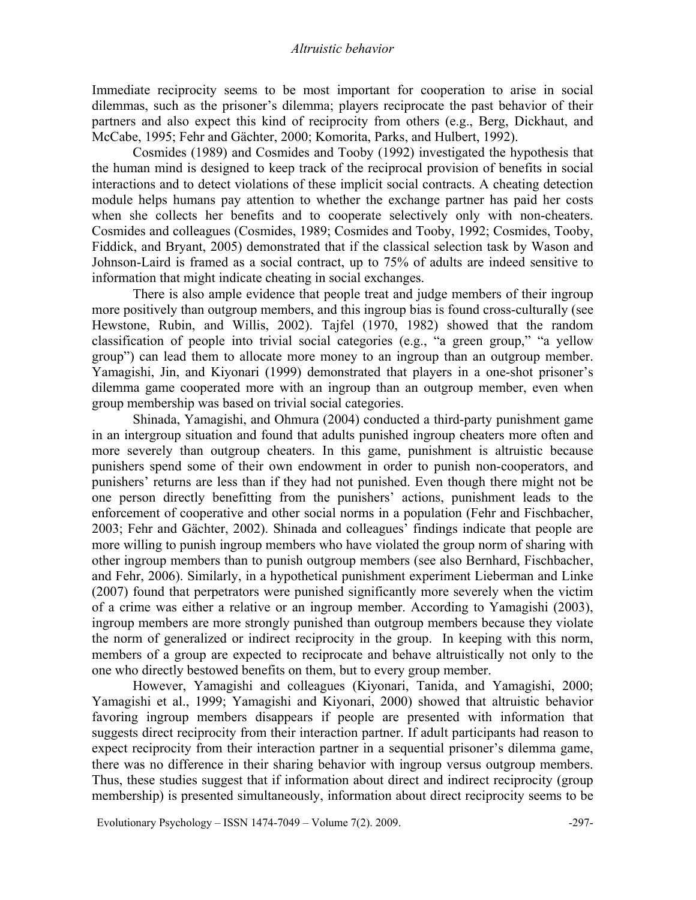Immediate reciprocity seems to be most important for cooperation to arise in social dilemmas, such as the prisoner's dilemma; players reciprocate the past behavior of their partners and also expect this kind of reciprocity from others (e.g., Berg, Dickhaut, and McCabe, 1995; Fehr and Gächter, 2000; Komorita, Parks, and Hulbert, 1992).

Cosmides (1989) and Cosmides and Tooby (1992) investigated the hypothesis that the human mind is designed to keep track of the reciprocal provision of benefits in social interactions and to detect violations of these implicit social contracts. A cheating detection module helps humans pay attention to whether the exchange partner has paid her costs when she collects her benefits and to cooperate selectively only with non-cheaters. Cosmides and colleagues (Cosmides, 1989; Cosmides and Tooby, 1992; Cosmides, Tooby, Fiddick, and Bryant, 2005) demonstrated that if the classical selection task by Wason and Johnson-Laird is framed as a social contract, up to 75% of adults are indeed sensitive to information that might indicate cheating in social exchanges.

There is also ample evidence that people treat and judge members of their ingroup more positively than outgroup members, and this ingroup bias is found cross-culturally (see Hewstone, Rubin, and Willis, 2002). Tajfel (1970, 1982) showed that the random classification of people into trivial social categories (e.g., "a green group," "a yellow group") can lead them to allocate more money to an ingroup than an outgroup member. Yamagishi, Jin, and Kiyonari (1999) demonstrated that players in a one-shot prisoner's dilemma game cooperated more with an ingroup than an outgroup member, even when group membership was based on trivial social categories.

Shinada, Yamagishi, and Ohmura (2004) conducted a third-party punishment game in an intergroup situation and found that adults punished ingroup cheaters more often and more severely than outgroup cheaters. In this game, punishment is altruistic because punishers spend some of their own endowment in order to punish non-cooperators, and punishers' returns are less than if they had not punished. Even though there might not be one person directly benefitting from the punishers' actions, punishment leads to the enforcement of cooperative and other social norms in a population (Fehr and Fischbacher, 2003; Fehr and Gächter, 2002). Shinada and colleagues' findings indicate that people are more willing to punish ingroup members who have violated the group norm of sharing with other ingroup members than to punish outgroup members (see also Bernhard, Fischbacher, and Fehr, 2006). Similarly, in a hypothetical punishment experiment Lieberman and Linke (2007) found that perpetrators were punished significantly more severely when the victim of a crime was either a relative or an ingroup member. According to Yamagishi (2003), ingroup members are more strongly punished than outgroup members because they violate the norm of generalized or indirect reciprocity in the group. In keeping with this norm, members of a group are expected to reciprocate and behave altruistically not only to the one who directly bestowed benefits on them, but to every group member.

However, Yamagishi and colleagues (Kiyonari, Tanida, and Yamagishi, 2000; Yamagishi et al., 1999; Yamagishi and Kiyonari, 2000) showed that altruistic behavior favoring ingroup members disappears if people are presented with information that suggests direct reciprocity from their interaction partner. If adult participants had reason to expect reciprocity from their interaction partner in a sequential prisoner's dilemma game, there was no difference in their sharing behavior with ingroup versus outgroup members. Thus, these studies suggest that if information about direct and indirect reciprocity (group membership) is presented simultaneously, information about direct reciprocity seems to be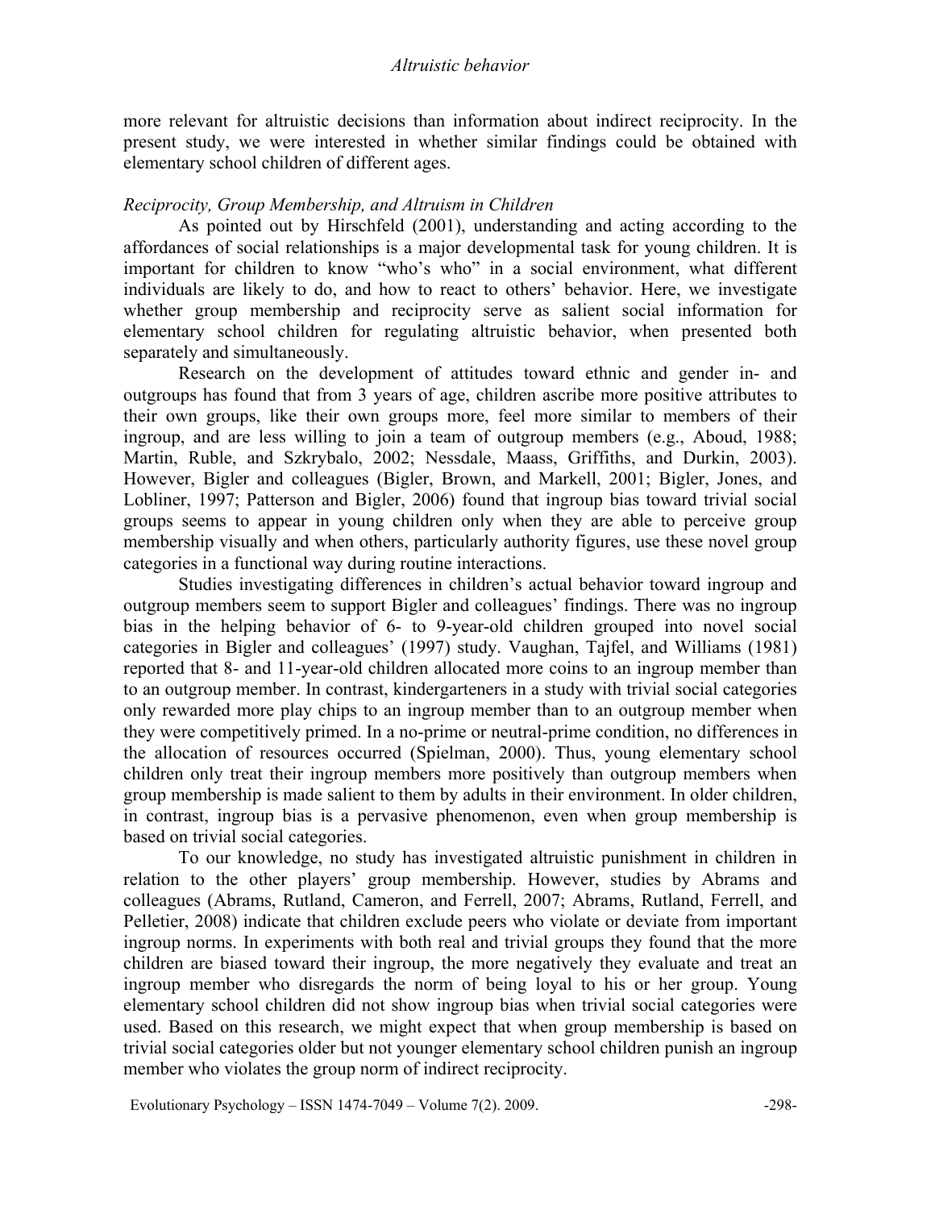more relevant for altruistic decisions than information about indirect reciprocity. In the present study, we were interested in whether similar findings could be obtained with elementary school children of different ages.

### *Reciprocity, Group Membership, and Altruism in Children*

As pointed out by Hirschfeld (2001), understanding and acting according to the affordances of social relationships is a major developmental task for young children. It is important for children to know "who's who" in a social environment, what different individuals are likely to do, and how to react to others' behavior. Here, we investigate whether group membership and reciprocity serve as salient social information for elementary school children for regulating altruistic behavior, when presented both separately and simultaneously.

Research on the development of attitudes toward ethnic and gender in- and outgroups has found that from 3 years of age, children ascribe more positive attributes to their own groups, like their own groups more, feel more similar to members of their ingroup, and are less willing to join a team of outgroup members (e.g., Aboud, 1988; Martin, Ruble, and Szkrybalo, 2002; Nessdale, Maass, Griffiths, and Durkin, 2003). However, Bigler and colleagues (Bigler, Brown, and Markell, 2001; Bigler, Jones, and Lobliner, 1997; Patterson and Bigler, 2006) found that ingroup bias toward trivial social groups seems to appear in young children only when they are able to perceive group membership visually and when others, particularly authority figures, use these novel group categories in a functional way during routine interactions.

Studies investigating differences in children's actual behavior toward ingroup and outgroup members seem to support Bigler and colleagues' findings. There was no ingroup bias in the helping behavior of 6- to 9-year-old children grouped into novel social categories in Bigler and colleagues' (1997) study. Vaughan, Tajfel, and Williams (1981) reported that 8- and 11-year-old children allocated more coins to an ingroup member than to an outgroup member. In contrast, kindergarteners in a study with trivial social categories only rewarded more play chips to an ingroup member than to an outgroup member when they were competitively primed. In a no-prime or neutral-prime condition, no differences in the allocation of resources occurred (Spielman, 2000). Thus, young elementary school children only treat their ingroup members more positively than outgroup members when group membership is made salient to them by adults in their environment. In older children, in contrast, ingroup bias is a pervasive phenomenon, even when group membership is based on trivial social categories.

To our knowledge, no study has investigated altruistic punishment in children in relation to the other players' group membership. However, studies by Abrams and colleagues (Abrams, Rutland, Cameron, and Ferrell, 2007; Abrams, Rutland, Ferrell, and Pelletier, 2008) indicate that children exclude peers who violate or deviate from important ingroup norms. In experiments with both real and trivial groups they found that the more children are biased toward their ingroup, the more negatively they evaluate and treat an ingroup member who disregards the norm of being loyal to his or her group. Young elementary school children did not show ingroup bias when trivial social categories were used. Based on this research, we might expect that when group membership is based on trivial social categories older but not younger elementary school children punish an ingroup member who violates the group norm of indirect reciprocity.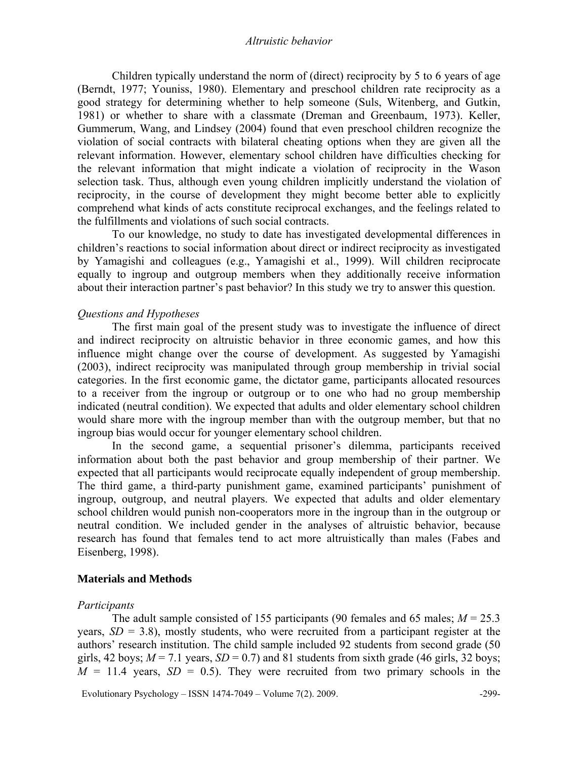Children typically understand the norm of (direct) reciprocity by 5 to 6 years of age (Berndt, 1977; Youniss, 1980). Elementary and preschool children rate reciprocity as a good strategy for determining whether to help someone (Suls, Witenberg, and Gutkin, 1981) or whether to share with a classmate (Dreman and Greenbaum, 1973). Keller, Gummerum, Wang, and Lindsey (2004) found that even preschool children recognize the violation of social contracts with bilateral cheating options when they are given all the relevant information. However, elementary school children have difficulties checking for the relevant information that might indicate a violation of reciprocity in the Wason selection task. Thus, although even young children implicitly understand the violation of reciprocity, in the course of development they might become better able to explicitly comprehend what kinds of acts constitute reciprocal exchanges, and the feelings related to the fulfillments and violations of such social contracts.

To our knowledge, no study to date has investigated developmental differences in children's reactions to social information about direct or indirect reciprocity as investigated by Yamagishi and colleagues (e.g., Yamagishi et al., 1999). Will children reciprocate equally to ingroup and outgroup members when they additionally receive information about their interaction partner's past behavior? In this study we try to answer this question.

### *Questions and Hypotheses*

The first main goal of the present study was to investigate the influence of direct and indirect reciprocity on altruistic behavior in three economic games, and how this influence might change over the course of development. As suggested by Yamagishi (2003), indirect reciprocity was manipulated through group membership in trivial social categories. In the first economic game, the dictator game, participants allocated resources to a receiver from the ingroup or outgroup or to one who had no group membership indicated (neutral condition). We expected that adults and older elementary school children would share more with the ingroup member than with the outgroup member, but that no ingroup bias would occur for younger elementary school children.

In the second game, a sequential prisoner's dilemma, participants received information about both the past behavior and group membership of their partner. We expected that all participants would reciprocate equally independent of group membership. The third game, a third-party punishment game, examined participants' punishment of ingroup, outgroup, and neutral players. We expected that adults and older elementary school children would punish non-cooperators more in the ingroup than in the outgroup or neutral condition. We included gender in the analyses of altruistic behavior, because research has found that females tend to act more altruistically than males (Fabes and Eisenberg, 1998).

## Materials and Methods

### *Participants*

The adult sample consisted of 155 participants (90 females and 65 males; $M$ = 25.3 years, $SD$ = 3.8), mostly students, who were recruited from a participant register at the authors' research institution. The child sample included 92 students from second grade (50 girls, 42 boys; $M$ = 7.1 years, $SD$ = 0.7) and 81 students from sixth grade (46 girls, 32 boys; $M$ = 11.4 years, $SD$ = 0.5). They were recruited from two primary schools in the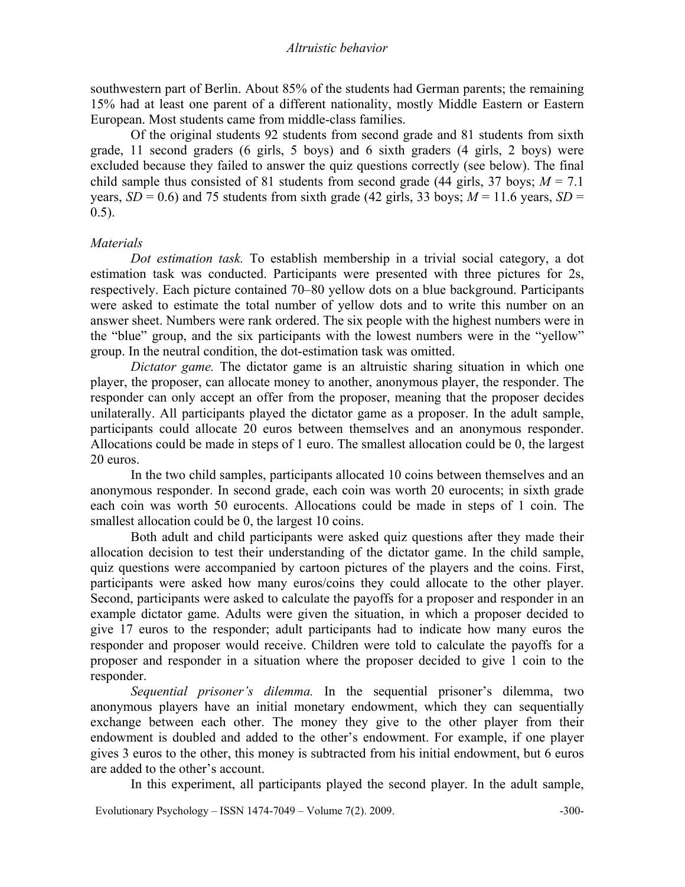southwestern part of Berlin. About 85% of the students had German parents; the remaining 15% had at least one parent of a different nationality, mostly Middle Eastern or Eastern European. Most students came from middle-class families.

Of the original students 92 students from second grade and 81 students from sixth grade, 11 second graders (6 girls, 5 boys) and 6 sixth graders (4 girls, 2 boys) were excluded because they failed to answer the quiz questions correctly (see below). The final child sample thus consisted of 81 students from second grade (44 girls, 37 boys; $M$ = 7.1 years, $SD$ = 0.6) and 75 students from sixth grade (42 girls, 33 boys; $M$ = 11.6 years, $SD$ = 0.5).

*Materials*

*Dot estimation task.* To establish membership in a trivial social category, a dot estimation task was conducted. Participants were presented with three pictures for 2s, respectively. Each picture contained 70–80 yellow dots on a blue background. Participants were asked to estimate the total number of yellow dots and to write this number on an answer sheet. Numbers were rank ordered. The six people with the highest numbers were in the "blue" group, and the six participants with the lowest numbers were in the "yellow" group. In the neutral condition, the dot-estimation task was omitted.

*Dictator game.* The dictator game is an altruistic sharing situation in which one player, the proposer, can allocate money to another, anonymous player, the responder. The responder can only accept an offer from the proposer, meaning that the proposer decides unilaterally. All participants played the dictator game as a proposer. In the adult sample, participants could allocate 20 euros between themselves and an anonymous responder. Allocations could be made in steps of 1 euro. The smallest allocation could be 0, the largest 20 euros.

In the two child samples, participants allocated 10 coins between themselves and an anonymous responder. In second grade, each coin was worth 20 eurocents; in sixth grade each coin was worth 50 eurocents. Allocations could be made in steps of 1 coin. The smallest allocation could be 0, the largest 10 coins.

Both adult and child participants were asked quiz questions after they made their allocation decision to test their understanding of the dictator game. In the child sample, quiz questions were accompanied by cartoon pictures of the players and the coins. First, participants were asked how many euros/coins they could allocate to the other player. Second, participants were asked to calculate the payoffs for a proposer and responder in an example dictator game. Adults were given the situation, in which a proposer decided to give 17 euros to the responder; adult participants had to indicate how many euros the responder and proposer would receive. Children were told to calculate the payoffs for a proposer and responder in a situation where the proposer decided to give 1 coin to the responder.

*Sequential prisoner's dilemma.* In the sequential prisoner's dilemma, two anonymous players have an initial monetary endowment, which they can sequentially exchange between each other. The money they give to the other player from their endowment is doubled and added to the other's endowment. For example, if one player gives 3 euros to the other, this money is subtracted from his initial endowment, but 6 euros are added to the other's account.

In this experiment, all participants played the second player. In the adult sample,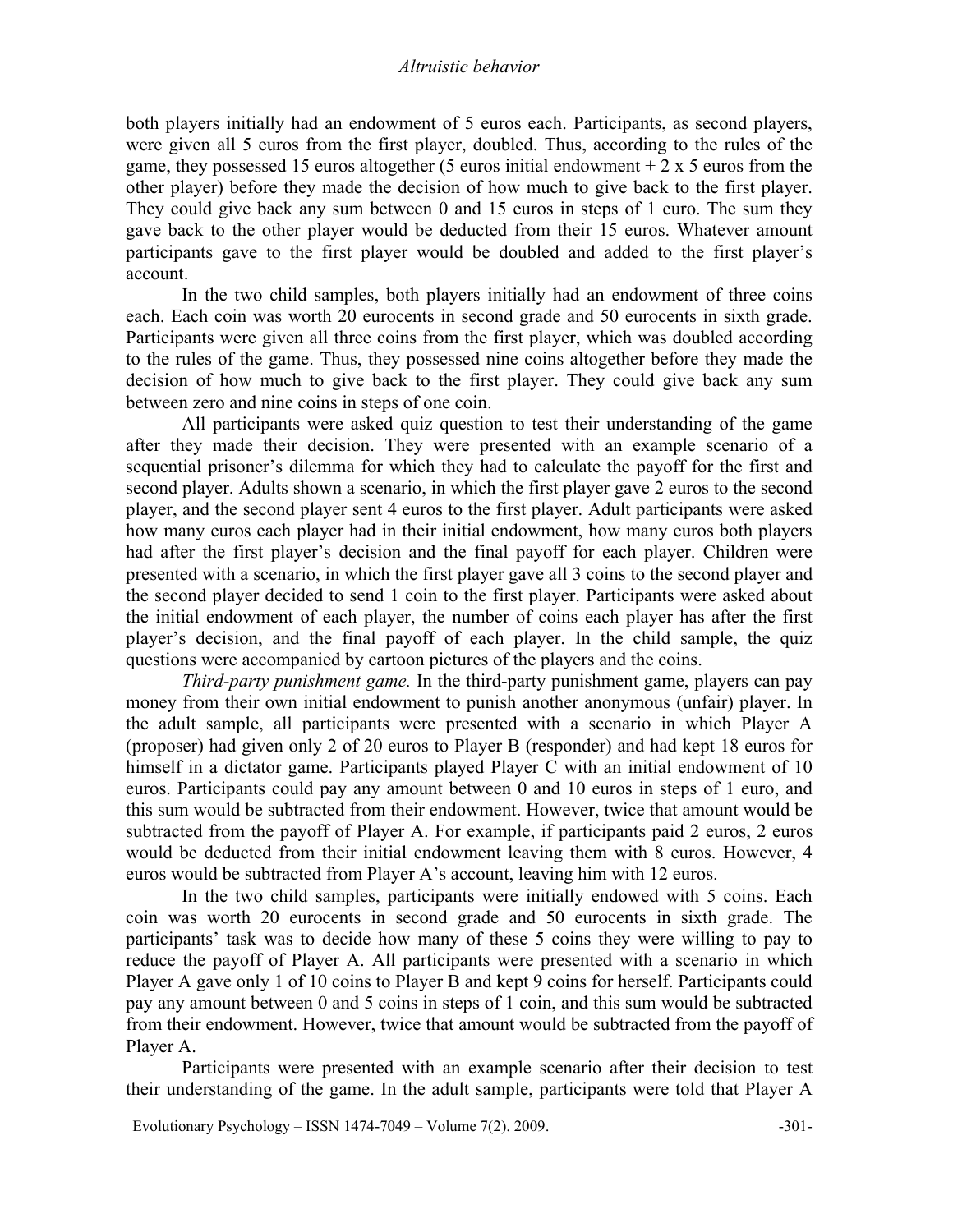both players initially had an endowment of 5 euros each. Participants, as second players, were given all 5 euros from the first player, doubled. Thus, according to the rules of the game, they possessed 15 euros altogether (5 euros initial endowment + 2 x 5 euros from the other player) before they made the decision of how much to give back to the first player. They could give back any sum between 0 and 15 euros in steps of 1 euro. The sum they gave back to the other player would be deducted from their 15 euros. Whatever amount participants gave to the first player would be doubled and added to the first player's account.

In the two child samples, both players initially had an endowment of three coins each. Each coin was worth 20 eurocents in second grade and 50 eurocents in sixth grade. Participants were given all three coins from the first player, which was doubled according to the rules of the game. Thus, they possessed nine coins altogether before they made the decision of how much to give back to the first player. They could give back any sum between zero and nine coins in steps of one coin.

All participants were asked quiz question to test their understanding of the game after they made their decision. They were presented with an example scenario of a sequential prisoner's dilemma for which they had to calculate the payoff for the first and second player. Adults shown a scenario, in which the first player gave 2 euros to the second player, and the second player sent 4 euros to the first player. Adult participants were asked how many euros each player had in their initial endowment, how many euros both players had after the first player's decision and the final payoff for each player. Children were presented with a scenario, in which the first player gave all 3 coins to the second player and the second player decided to send 1 coin to the first player. Participants were asked about the initial endowment of each player, the number of coins each player has after the first player's decision, and the final payoff of each player. In the child sample, the quiz questions were accompanied by cartoon pictures of the players and the coins.

*Third-party punishment game.* In the third-party punishment game, players can pay money from their own initial endowment to punish another anonymous (unfair) player. In the adult sample, all participants were presented with a scenario in which Player A (proposer) had given only 2 of 20 euros to Player B (responder) and had kept 18 euros for himself in a dictator game. Participants played Player C with an initial endowment of 10 euros. Participants could pay any amount between 0 and 10 euros in steps of 1 euro, and this sum would be subtracted from their endowment. However, twice that amount would be subtracted from the payoff of Player A. For example, if participants paid 2 euros, 2 euros would be deducted from their initial endowment leaving them with 8 euros. However, 4 euros would be subtracted from Player A's account, leaving him with 12 euros.

In the two child samples, participants were initially endowed with 5 coins. Each coin was worth 20 eurocents in second grade and 50 eurocents in sixth grade. The participants' task was to decide how many of these 5 coins they were willing to pay to reduce the payoff of Player A. All participants were presented with a scenario in which Player A gave only 1 of 10 coins to Player B and kept 9 coins for herself. Participants could pay any amount between 0 and 5 coins in steps of 1 coin, and this sum would be subtracted from their endowment. However, twice that amount would be subtracted from the payoff of Player A.

Participants were presented with an example scenario after their decision to test their understanding of the game. In the adult sample, participants were told that Player A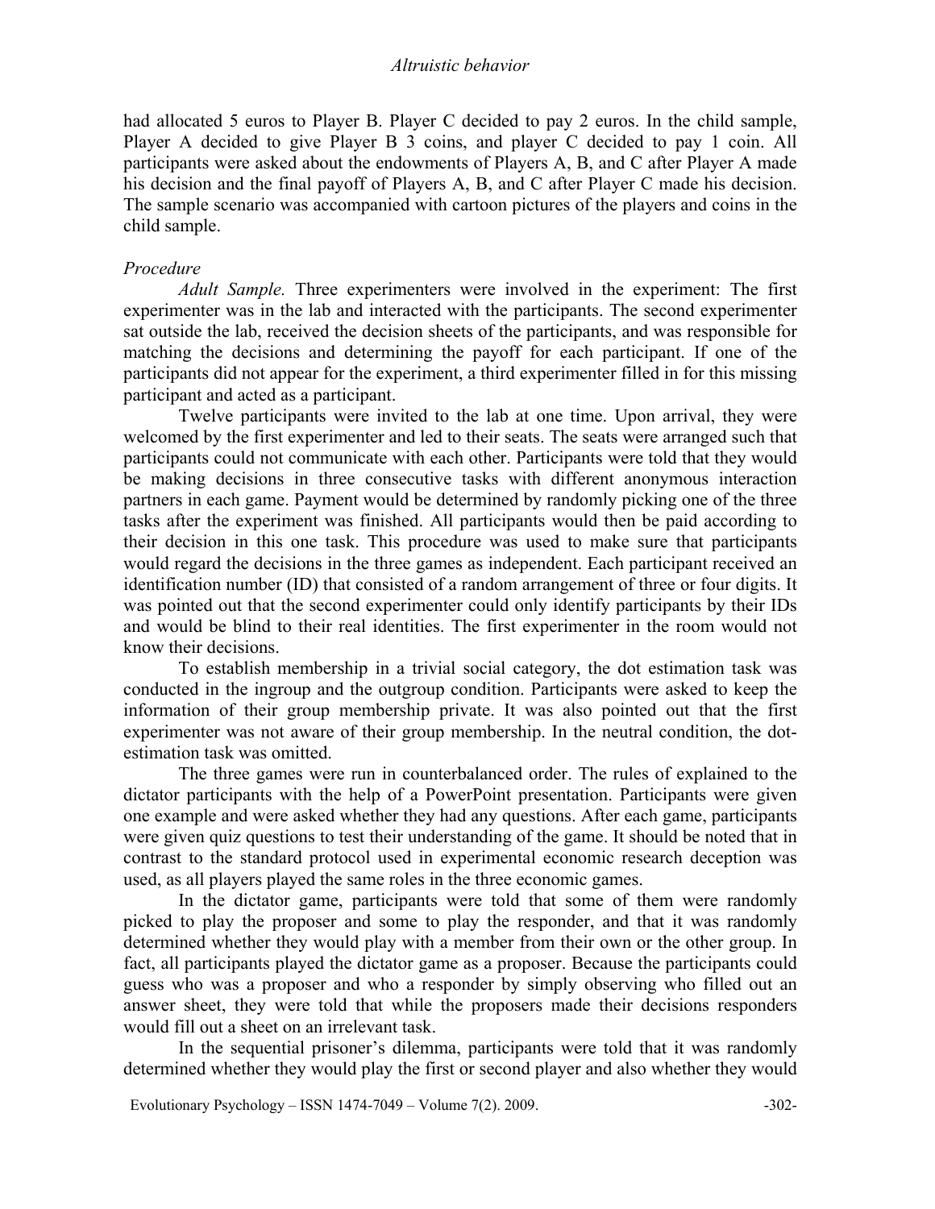had allocated 5 euros to Player B. Player C decided to pay 2 euros. In the child sample, Player A decided to give Player B 3 coins, and player C decided to pay 1 coin. All participants were asked about the endowments of Players A, B, and C after Player A made his decision and the final payoff of Players A, B, and C after Player C made his decision. The sample scenario was accompanied with cartoon pictures of the players and coins in the child sample.

*Procedure*

*Adult Sample.* Three experimenters were involved in the experiment: The first experimenter was in the lab and interacted with the participants. The second experimenter sat outside the lab, received the decision sheets of the participants, and was responsible for matching the decisions and determining the payoff for each participant. If one of the participants did not appear for the experiment, a third experimenter filled in for this missing participant and acted as a participant.

Twelve participants were invited to the lab at one time. Upon arrival, they were welcomed by the first experimenter and led to their seats. The seats were arranged such that participants could not communicate with each other. Participants were told that they would be making decisions in three consecutive tasks with different anonymous interaction partners in each game. Payment would be determined by randomly picking one of the three tasks after the experiment was finished. All participants would then be paid according to their decision in this one task. This procedure was used to make sure that participants would regard the decisions in the three games as independent. Each participant received an identification number (ID) that consisted of a random arrangement of three or four digits. It was pointed out that the second experimenter could only identify participants by their IDs and would be blind to their real identities. The first experimenter in the room would not know their decisions.

To establish membership in a trivial social category, the dot estimation task was conducted in the ingroup and the outgroup condition. Participants were asked to keep the information of their group membership private. It was also pointed out that the first experimenter was not aware of their group membership. In the neutral condition, the dot-estimation task was omitted.

The three games were run in counterbalanced order. The rules of explained to the dictator participants with the help of a PowerPoint presentation. Participants were given one example and were asked whether they had any questions. After each game, participants were given quiz questions to test their understanding of the game. It should be noted that in contrast to the standard protocol used in experimental economic research deception was used, as all players played the same roles in the three economic games.

In the dictator game, participants were told that some of them were randomly picked to play the proposer and some to play the responder, and that it was randomly determined whether they would play with a member from their own or the other group. In fact, all participants played the dictator game as a proposer. Because the participants could guess who was a proposer and who a responder by simply observing who filled out an answer sheet, they were told that while the proposers made their decisions responders would fill out a sheet on an irrelevant task.

In the sequential prisoner's dilemma, participants were told that it was randomly determined whether they would play the first or second player and also whether they would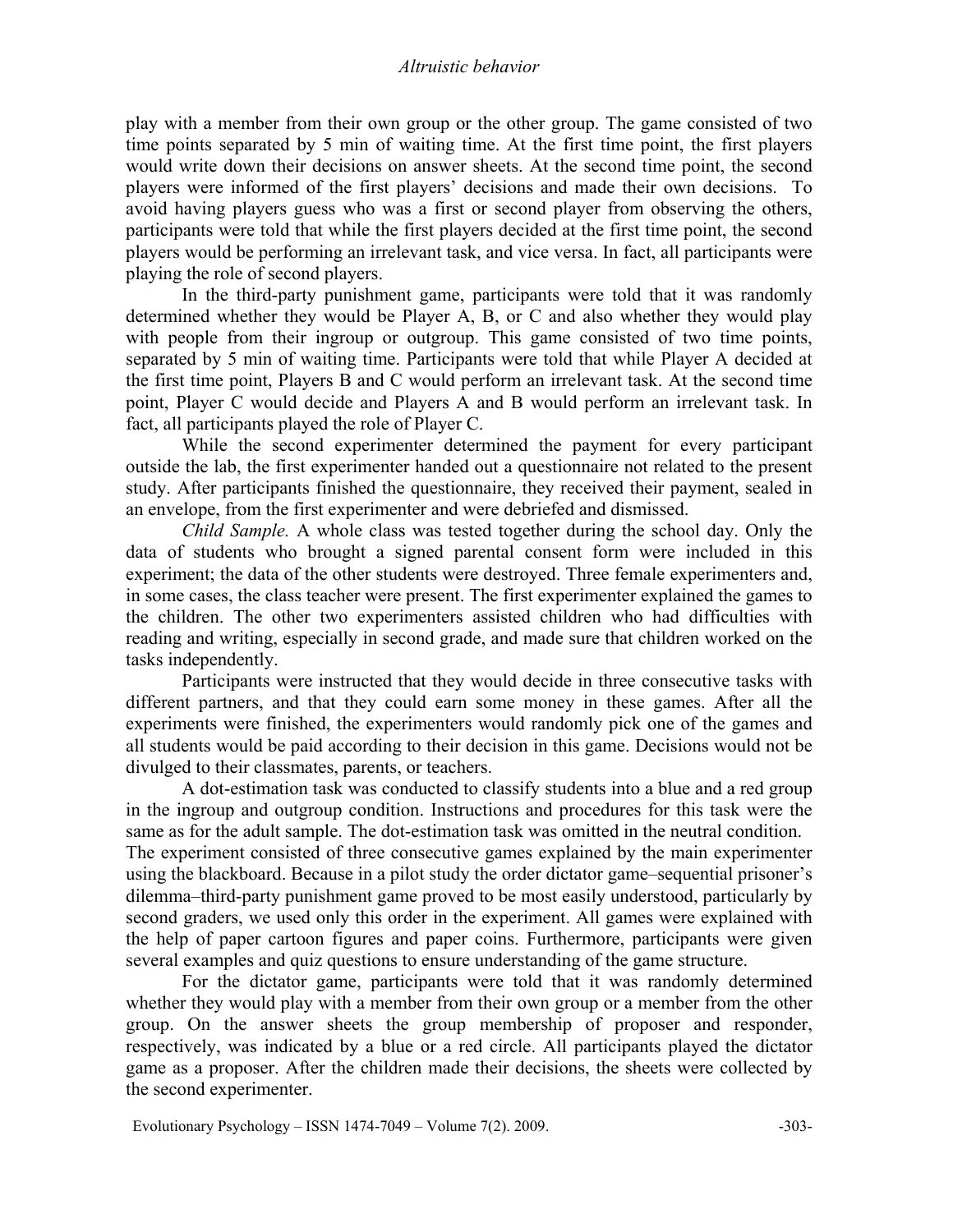play with a member from their own group or the other group. The game consisted of two time points separated by 5 min of waiting time. At the first time point, the first players would write down their decisions on answer sheets. At the second time point, the second players were informed of the first players' decisions and made their own decisions. To avoid having players guess who was a first or second player from observing the others, participants were told that while the first players decided at the first time point, the second players would be performing an irrelevant task, and vice versa. In fact, all participants were playing the role of second players.

In the third-party punishment game, participants were told that it was randomly determined whether they would be Player A, B, or C and also whether they would play with people from their ingroup or outgroup. This game consisted of two time points, separated by 5 min of waiting time. Participants were told that while Player A decided at the first time point, Players B and C would perform an irrelevant task. At the second time point, Player C would decide and Players A and B would perform an irrelevant task. In fact, all participants played the role of Player C.

While the second experimenter determined the payment for every participant outside the lab, the first experimenter handed out a questionnaire not related to the present study. After participants finished the questionnaire, they received their payment, sealed in an envelope, from the first experimenter and were debriefed and dismissed.

*Child Sample.* A whole class was tested together during the school day. Only the data of students who brought a signed parental consent form were included in this experiment; the data of the other students were destroyed. Three female experimenters and, in some cases, the class teacher were present. The first experimenter explained the games to the children. The other two experimenters assisted children who had difficulties with reading and writing, especially in second grade, and made sure that children worked on the tasks independently.

Participants were instructed that they would decide in three consecutive tasks with different partners, and that they could earn some money in these games. After all the experiments were finished, the experimenters would randomly pick one of the games and all students would be paid according to their decision in this game. Decisions would not be divulged to their classmates, parents, or teachers.

A dot-estimation task was conducted to classify students into a blue and a red group in the ingroup and outgroup condition. Instructions and procedures for this task were the same as for the adult sample. The dot-estimation task was omitted in the neutral condition.

The experiment consisted of three consecutive games explained by the main experimenter using the blackboard. Because in a pilot study the order dictator game–sequential prisoner's dilemma–third-party punishment game proved to be most easily understood, particularly by second graders, we used only this order in the experiment. All games were explained with the help of paper cartoon figures and paper coins. Furthermore, participants were given several examples and quiz questions to ensure understanding of the game structure.

For the dictator game, participants were told that it was randomly determined whether they would play with a member from their own group or a member from the other group. On the answer sheets the group membership of proposer and responder, respectively, was indicated by a blue or a red circle. All participants played the dictator game as a proposer. After the children made their decisions, the sheets were collected by the second experimenter.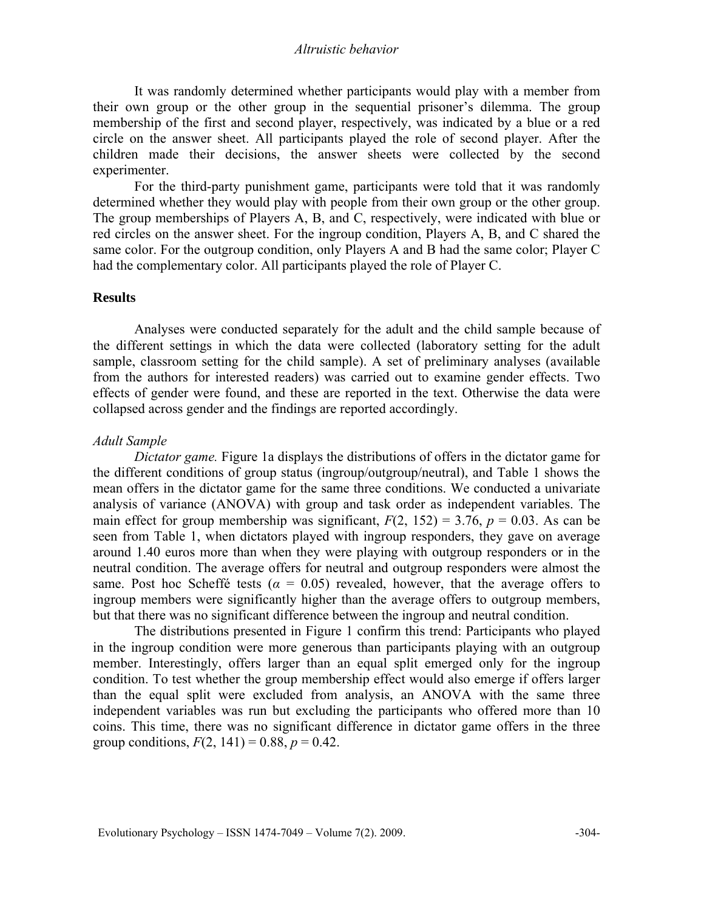It was randomly determined whether participants would play with a member from their own group or the other group in the sequential prisoner's dilemma. The group membership of the first and second player, respectively, was indicated by a blue or a red circle on the answer sheet. All participants played the role of second player. After the children made their decisions, the answer sheets were collected by the second experimenter.

For the third-party punishment game, participants were told that it was randomly determined whether they would play with people from their own group or the other group. The group memberships of Players A, B, and C, respectively, were indicated with blue or red circles on the answer sheet. For the ingroup condition, Players A, B, and C shared the same color. For the outgroup condition, only Players A and B had the same color; Player C had the complementary color. All participants played the role of Player C.

## Results

Analyses were conducted separately for the adult and the child sample because of the different settings in which the data were collected (laboratory setting for the adult sample, classroom setting for the child sample). A set of preliminary analyses (available from the authors for interested readers) was carried out to examine gender effects. Two effects of gender were found, and these are reported in the text. Otherwise the data were collapsed across gender and the findings are reported accordingly.

### *Adult Sample*

*Dictator game.* Figure 1a displays the distributions of offers in the dictator game for the different conditions of group status (ingroup/outgroup/neutral), and Table 1 shows the mean offers in the dictator game for the same three conditions. We conducted a univariate analysis of variance (ANOVA) with group and task order as independent variables. The main effect for group membership was significant, $F(2, 152) = 3.76$, $p = 0.03$. As can be seen from Table 1, when dictators played with ingroup responders, they gave on average around 1.40 euros more than when they were playing with outgroup responders or in the neutral condition. The average offers for neutral and outgroup responders were almost the same. Post hoc Scheffé tests ($\alpha = 0.05$) revealed, however, that the average offers to ingroup members were significantly higher than the average offers to outgroup members, but that there was no significant difference between the ingroup and neutral condition.

The distributions presented in Figure 1 confirm this trend: Participants who played in the ingroup condition were more generous than participants playing with an outgroup member. Interestingly, offers larger than an equal split emerged only for the ingroup condition. To test whether the group membership effect would also emerge if offers larger than the equal split were excluded from analysis, an ANOVA with the same three independent variables was run but excluding the participants who offered more than 10 coins. This time, there was no significant difference in dictator game offers in the three group conditions, $F(2, 141) = 0.88$, $p = 0.42$.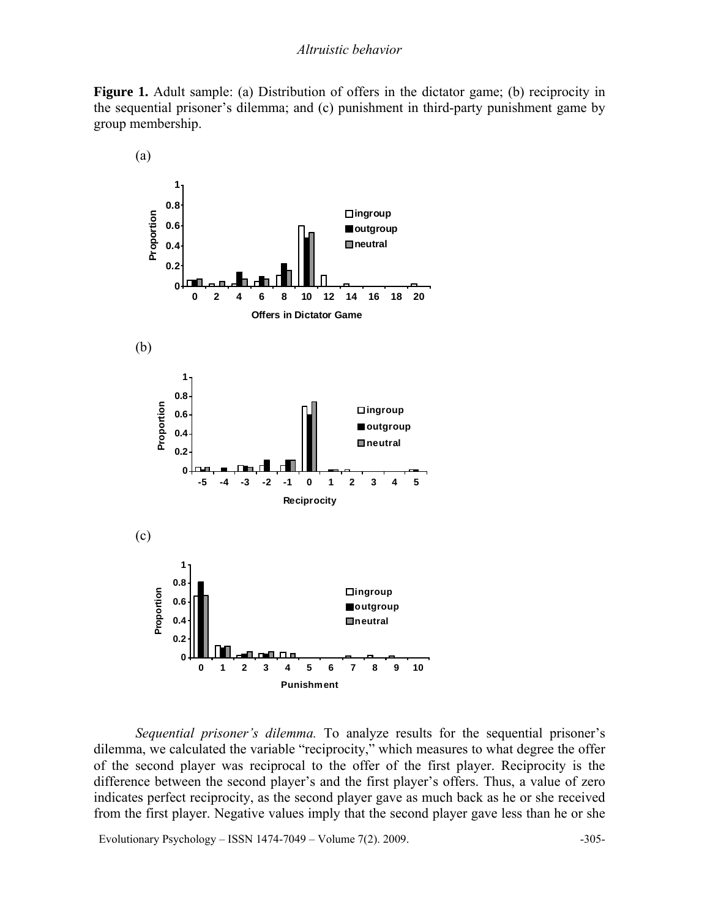**Figure 1.** Adult sample: (a) Distribution of offers in the dictator game; (b) reciprocity in the sequential prisoner's dilemma; and (c) punishment in third-party punishment game by group membership.

(a)

(b)

(c)

*Sequential prisoner's dilemma.* To analyze results for the sequential prisoner's dilemma, we calculated the variable "reciprocity," which measures to what degree the offer of the second player was reciprocal to the offer of the first player. Reciprocity is the difference between the second player's and the first player's offers. Thus, a value of zero indicates perfect reciprocity, as the second player gave as much back as he or she received from the first player. Negative values imply that the second player gave less than he or she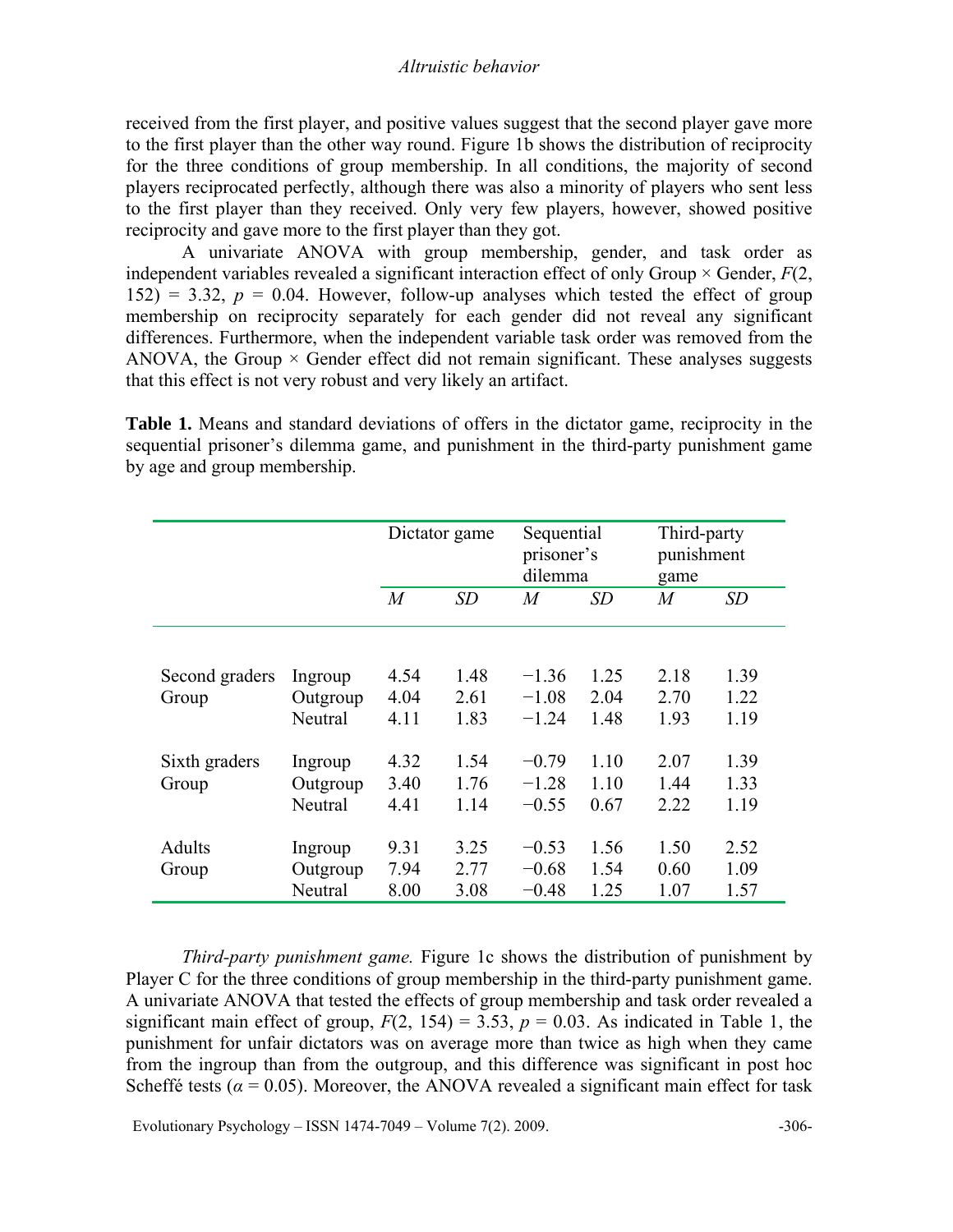received from the first player, and positive values suggest that the second player gave more to the first player than the other way round. Figure 1b shows the distribution of reciprocity for the three conditions of group membership. In all conditions, the majority of second players reciprocated perfectly, although there was also a minority of players who sent less to the first player than they received. Only very few players, however, showed positive reciprocity and gave more to the first player than they got.

A univariate ANOVA with group membership, gender, and task order as independent variables revealed a significant interaction effect of only Group × Gender, $F(2, 152) = 3.32$, $p = 0.04$. However, follow-up analyses which tested the effect of group membership on reciprocity separately for each gender did not reveal any significant differences. Furthermore, when the independent variable task order was removed from the ANOVA, the Group × Gender effect did not remain significant. These analyses suggests that this effect is not very robust and very likely an artifact.

**Table 1.** Means and standard deviations of offers in the dictator game, reciprocity in the sequential prisoner's dilemma game, and punishment in the third-party punishment game by age and group membership.

| | | Dictator game | | Sequential prisoner's dilemma | | Third-party punishment game | |
|---|---|---|---|---|---|---|---|
| | | *M* | *SD* | *M* | *SD* | *M* | *SD* |
| Second graders Group | Ingroup | 4.54 | 1.48 | −1.36 | 1.25 | 2.18 | 1.39 |
| | Outgroup | 4.04 | 2.61 | −1.08 | 2.04 | 2.70 | 1.22 |
| | Neutral | 4.11 | 1.83 | −1.24 | 1.48 | 1.93 | 1.19 |
| Sixth graders Group | Ingroup | 4.32 | 1.54 | −0.79 | 1.10 | 2.07 | 1.39 |
| | Outgroup | 3.40 | 1.76 | −1.28 | 1.10 | 1.44 | 1.33 |
| | Neutral | 4.41 | 1.14 | −0.55 | 0.67 | 2.22 | 1.19 |
| Adults Group | Ingroup | 9.31 | 3.25 | −0.53 | 1.56 | 1.50 | 2.52 |
| | Outgroup | 7.94 | 2.77 | −0.68 | 1.54 | 0.60 | 1.09 |
| | Neutral | 8.00 | 3.08 | −0.48 | 1.25 | 1.07 | 1.57 |

*Third-party punishment game.* Figure 1c shows the distribution of punishment by Player C for the three conditions of group membership in the third-party punishment game. A univariate ANOVA that tested the effects of group membership and task order revealed a significant main effect of group, $F(2, 154) = 3.53$, $p = 0.03$. As indicated in Table 1, the punishment for unfair dictators was on average more than twice as high when they came from the ingroup than from the outgroup, and this difference was significant in post hoc Scheffé tests ($\alpha = 0.05$). Moreover, the ANOVA revealed a significant main effect for task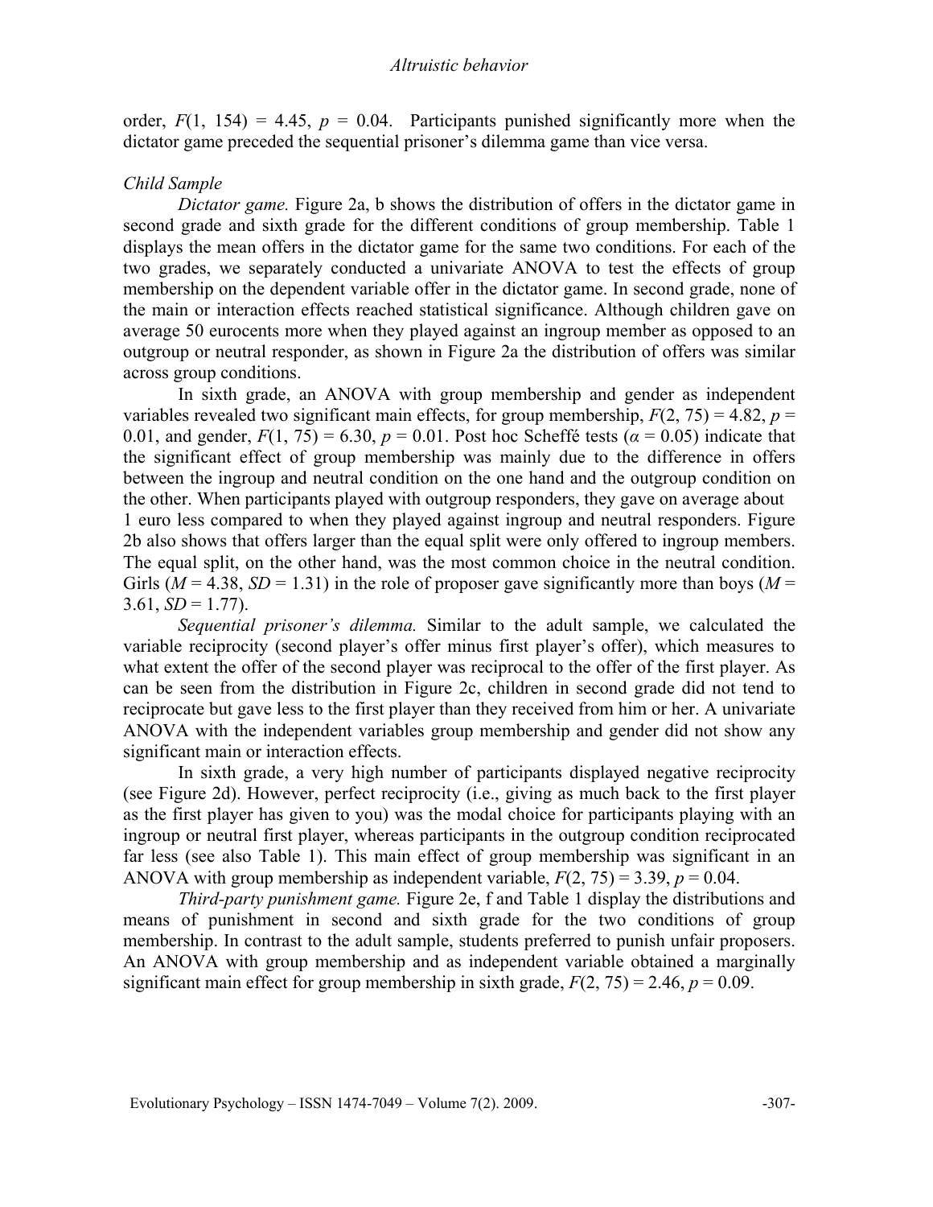order, $F(1, 154) = 4.45$, $p = 0.04$. Participants punished significantly more when the dictator game preceded the sequential prisoner's dilemma game than vice versa.

*Child Sample*

*Dictator game.* Figure 2a, b shows the distribution of offers in the dictator game in second grade and sixth grade for the different conditions of group membership. Table 1 displays the mean offers in the dictator game for the same two conditions. For each of the two grades, we separately conducted a univariate ANOVA to test the effects of group membership on the dependent variable offer in the dictator game. In second grade, none of the main or interaction effects reached statistical significance. Although children gave on average 50 eurocents more when they played against an ingroup member as opposed to an outgroup or neutral responder, as shown in Figure 2a the distribution of offers was similar across group conditions.

In sixth grade, an ANOVA with group membership and gender as independent variables revealed two significant main effects, for group membership, $F(2, 75) = 4.82$, $p = 0.01$, and gender, $F(1, 75) = 6.30$, $p = 0.01$. Post hoc Scheffé tests ($\alpha = 0.05$) indicate that the significant effect of group membership was mainly due to the difference in offers between the ingroup and neutral condition on the one hand and the outgroup condition on the other. When participants played with outgroup responders, they gave on average about 1 euro less compared to when they played against ingroup and neutral responders. Figure 2b also shows that offers larger than the equal split were only offered to ingroup members. The equal split, on the other hand, was the most common choice in the neutral condition. Girls ($M = 4.38$, $SD = 1.31$) in the role of proposer gave significantly more than boys ($M = 3.61$, $SD = 1.77$).

*Sequential prisoner's dilemma.* Similar to the adult sample, we calculated the variable reciprocity (second player's offer minus first player's offer), which measures to what extent the offer of the second player was reciprocal to the offer of the first player. As can be seen from the distribution in Figure 2c, children in second grade did not tend to reciprocate but gave less to the first player than they received from him or her. A univariate ANOVA with the independent variables group membership and gender did not show any significant main or interaction effects.

In sixth grade, a very high number of participants displayed negative reciprocity (see Figure 2d). However, perfect reciprocity (i.e., giving as much back to the first player as the first player has given to you) was the modal choice for participants playing with an ingroup or neutral first player, whereas participants in the outgroup condition reciprocated far less (see also Table 1). This main effect of group membership was significant in an ANOVA with group membership as independent variable, $F(2, 75) = 3.39$, $p = 0.04$.

*Third-party punishment game.* Figure 2e, f and Table 1 display the distributions and means of punishment in second and sixth grade for the two conditions of group membership. In contrast to the adult sample, students preferred to punish unfair proposers. An ANOVA with group membership and as independent variable obtained a marginally significant main effect for group membership in sixth grade, $F(2, 75) = 2.46$, $p = 0.09$.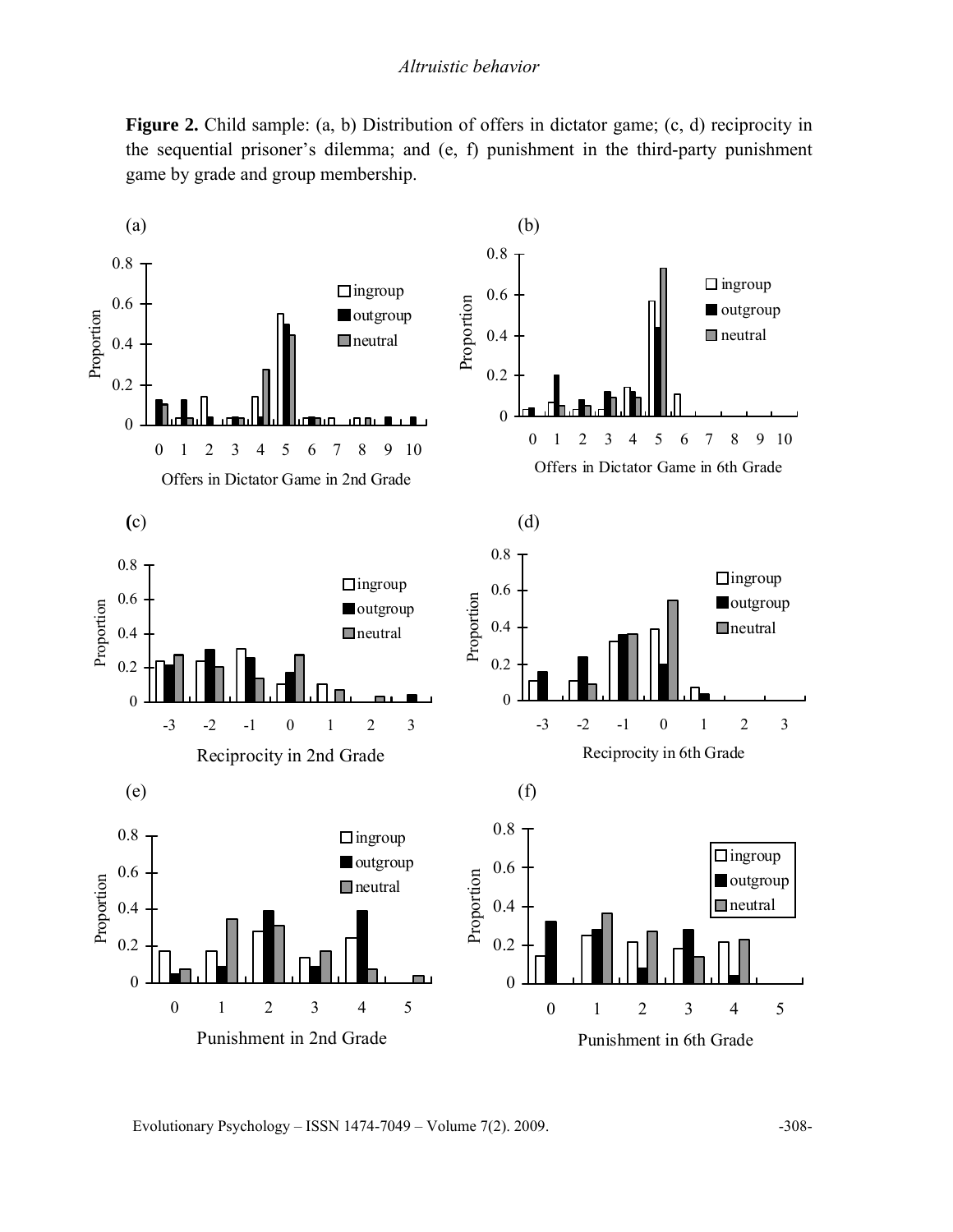**Figure 2.** Child sample: (a, b) Distribution of offers in dictator game; (c, d) reciprocity in the sequential prisoner's dilemma; and (e, f) punishment in the third-party punishment game by grade and group membership.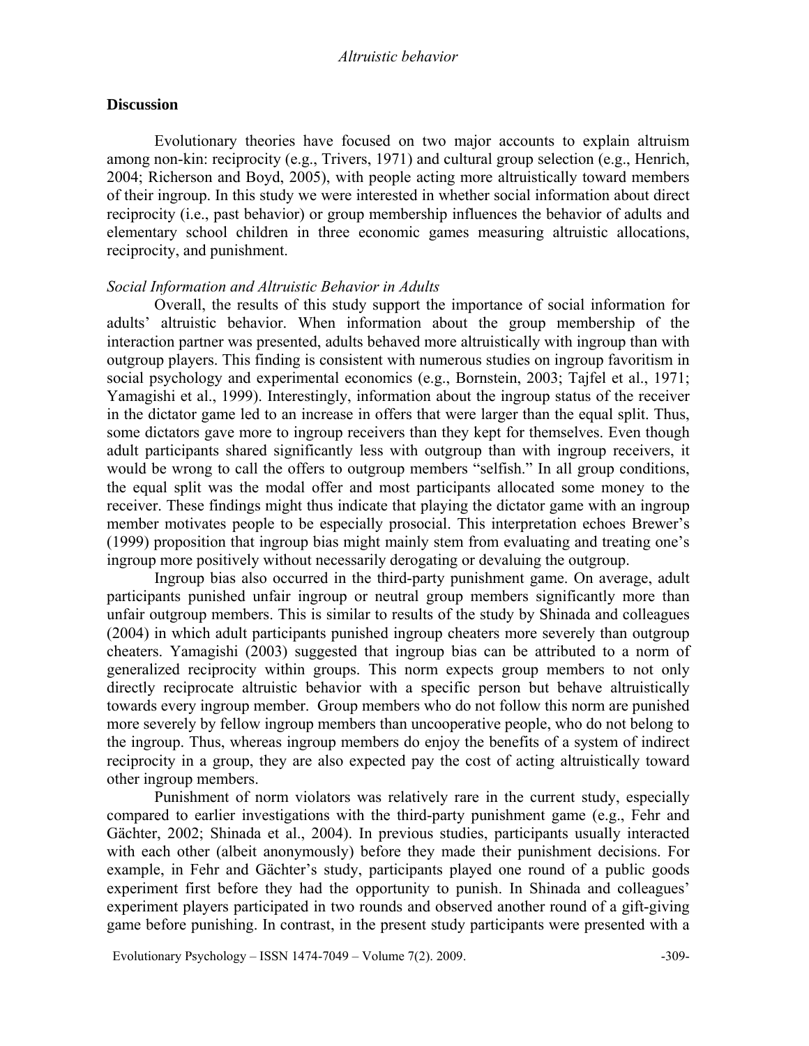## Discussion

Evolutionary theories have focused on two major accounts to explain altruism among non-kin: reciprocity (e.g., Trivers, 1971) and cultural group selection (e.g., Henrich, 2004; Richerson and Boyd, 2005), with people acting more altruistically toward members of their ingroup. In this study we were interested in whether social information about direct reciprocity (i.e., past behavior) or group membership influences the behavior of adults and elementary school children in three economic games measuring altruistic allocations, reciprocity, and punishment.

### *Social Information and Altruistic Behavior in Adults*

Overall, the results of this study support the importance of social information for adults' altruistic behavior. When information about the group membership of the interaction partner was presented, adults behaved more altruistically with ingroup than with outgroup players. This finding is consistent with numerous studies on ingroup favoritism in social psychology and experimental economics (e.g., Bornstein, 2003; Tajfel et al., 1971; Yamagishi et al., 1999). Interestingly, information about the ingroup status of the receiver in the dictator game led to an increase in offers that were larger than the equal split. Thus, some dictators gave more to ingroup receivers than they kept for themselves. Even though adult participants shared significantly less with outgroup than with ingroup receivers, it would be wrong to call the offers to outgroup members "selfish." In all group conditions, the equal split was the modal offer and most participants allocated some money to the receiver. These findings might thus indicate that playing the dictator game with an ingroup member motivates people to be especially prosocial. This interpretation echoes Brewer's (1999) proposition that ingroup bias might mainly stem from evaluating and treating one's ingroup more positively without necessarily derogating or devaluing the outgroup.

Ingroup bias also occurred in the third-party punishment game. On average, adult participants punished unfair ingroup or neutral group members significantly more than unfair outgroup members. This is similar to results of the study by Shinada and colleagues (2004) in which adult participants punished ingroup cheaters more severely than outgroup cheaters. Yamagishi (2003) suggested that ingroup bias can be attributed to a norm of generalized reciprocity within groups. This norm expects group members to not only directly reciprocate altruistic behavior with a specific person but behave altruistically towards every ingroup member. Group members who do not follow this norm are punished more severely by fellow ingroup members than uncooperative people, who do not belong to the ingroup. Thus, whereas ingroup members do enjoy the benefits of a system of indirect reciprocity in a group, they are also expected pay the cost of acting altruistically toward other ingroup members.

Punishment of norm violators was relatively rare in the current study, especially compared to earlier investigations with the third-party punishment game (e.g., Fehr and Gächter, 2002; Shinada et al., 2004). In previous studies, participants usually interacted with each other (albeit anonymously) before they made their punishment decisions. For example, in Fehr and Gächter's study, participants played one round of a public goods experiment first before they had the opportunity to punish. In Shinada and colleagues' experiment players participated in two rounds and observed another round of a gift-giving game before punishing. In contrast, in the present study participants were presented with a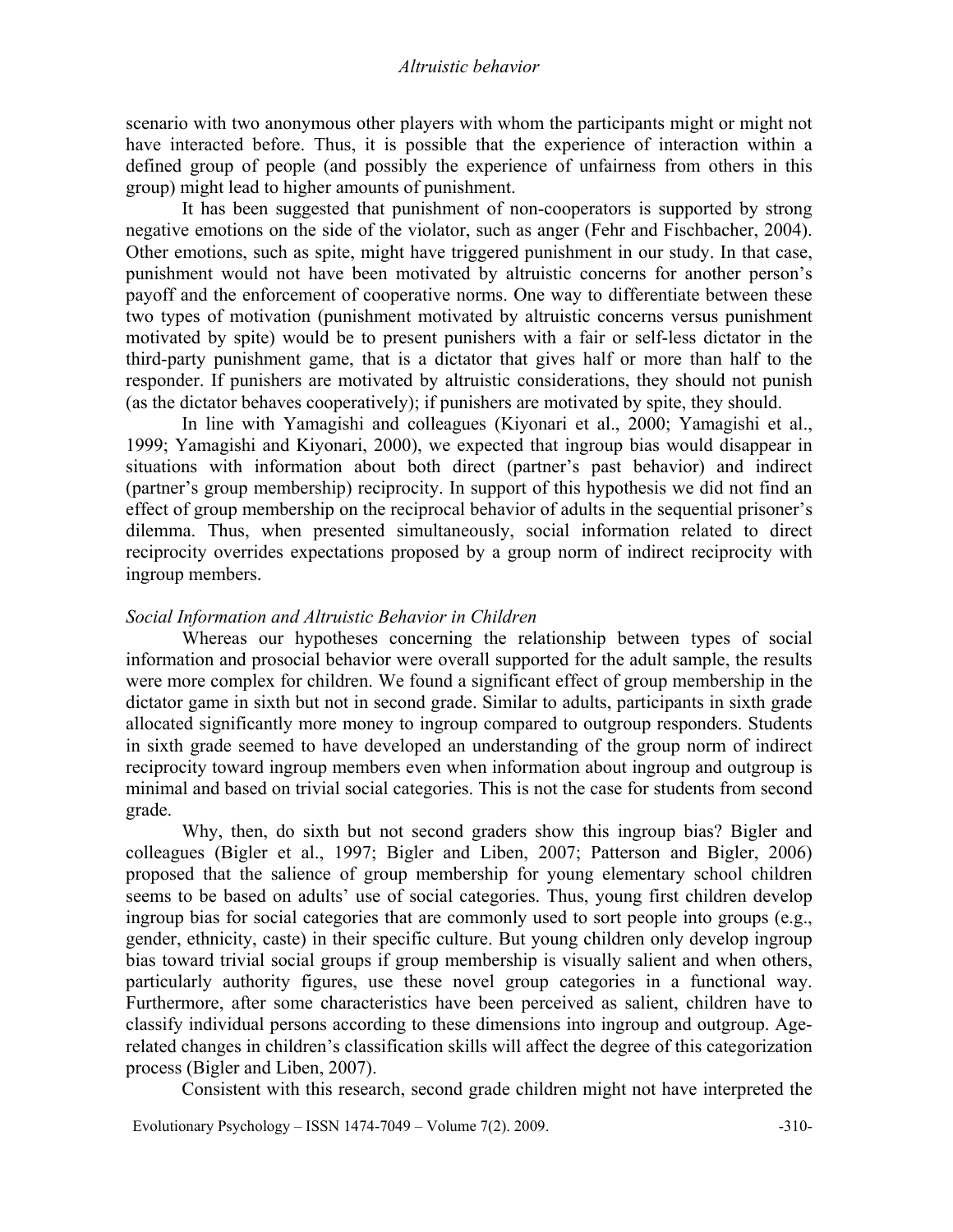scenario with two anonymous other players with whom the participants might or might not have interacted before. Thus, it is possible that the experience of interaction within a defined group of people (and possibly the experience of unfairness from others in this group) might lead to higher amounts of punishment.

It has been suggested that punishment of non-cooperators is supported by strong negative emotions on the side of the violator, such as anger (Fehr and Fischbacher, 2004). Other emotions, such as spite, might have triggered punishment in our study. In that case, punishment would not have been motivated by altruistic concerns for another person's payoff and the enforcement of cooperative norms. One way to differentiate between these two types of motivation (punishment motivated by altruistic concerns versus punishment motivated by spite) would be to present punishers with a fair or self-less dictator in the third-party punishment game, that is a dictator that gives half or more than half to the responder. If punishers are motivated by altruistic considerations, they should not punish (as the dictator behaves cooperatively); if punishers are motivated by spite, they should.

In line with Yamagishi and colleagues (Kiyonari et al., 2000; Yamagishi et al., 1999; Yamagishi and Kiyonari, 2000), we expected that ingroup bias would disappear in situations with information about both direct (partner's past behavior) and indirect (partner's group membership) reciprocity. In support of this hypothesis we did not find an effect of group membership on the reciprocal behavior of adults in the sequential prisoner's dilemma. Thus, when presented simultaneously, social information related to direct reciprocity overrides expectations proposed by a group norm of indirect reciprocity with ingroup members.

### *Social Information and Altruistic Behavior in Children*

Whereas our hypotheses concerning the relationship between types of social information and prosocial behavior were overall supported for the adult sample, the results were more complex for children. We found a significant effect of group membership in the dictator game in sixth but not in second grade. Similar to adults, participants in sixth grade allocated significantly more money to ingroup compared to outgroup responders. Students in sixth grade seemed to have developed an understanding of the group norm of indirect reciprocity toward ingroup members even when information about ingroup and outgroup is minimal and based on trivial social categories. This is not the case for students from second grade.

Why, then, do sixth but not second graders show this ingroup bias? Bigler and colleagues (Bigler et al., 1997; Bigler and Liben, 2007; Patterson and Bigler, 2006) proposed that the salience of group membership for young elementary school children seems to be based on adults' use of social categories. Thus, young first children develop ingroup bias for social categories that are commonly used to sort people into groups (e.g., gender, ethnicity, caste) in their specific culture. But young children only develop ingroup bias toward trivial social groups if group membership is visually salient and when others, particularly authority figures, use these novel group categories in a functional way. Furthermore, after some characteristics have been perceived as salient, children have to classify individual persons according to these dimensions into ingroup and outgroup. Age-related changes in children's classification skills will affect the degree of this categorization process (Bigler and Liben, 2007).

Consistent with this research, second grade children might not have interpreted the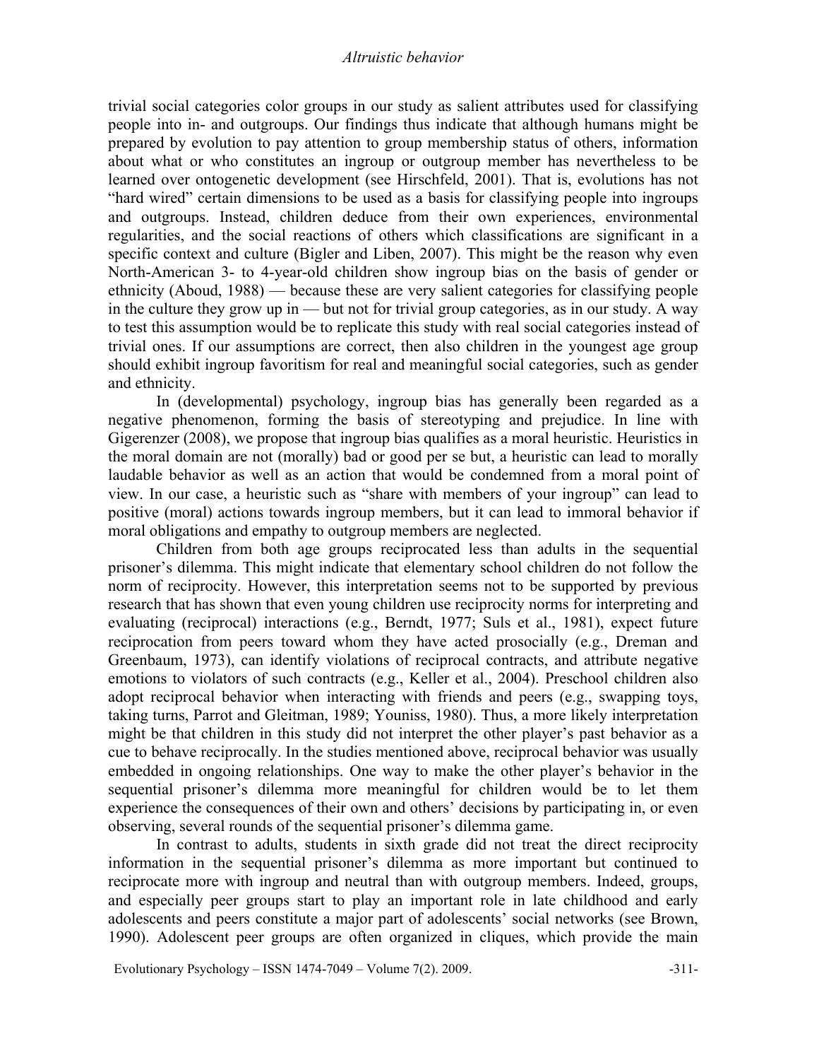trivial social categories color groups in our study as salient attributes used for classifying people into in- and outgroups. Our findings thus indicate that although humans might be prepared by evolution to pay attention to group membership status of others, information about what or who constitutes an ingroup or outgroup member has nevertheless to be learned over ontogenetic development (see Hirschfeld, 2001). That is, evolutions has not "hard wired" certain dimensions to be used as a basis for classifying people into ingroups and outgroups. Instead, children deduce from their own experiences, environmental regularities, and the social reactions of others which classifications are significant in a specific context and culture (Bigler and Liben, 2007). This might be the reason why even North-American 3- to 4-year-old children show ingroup bias on the basis of gender or ethnicity (Aboud, 1988) — because these are very salient categories for classifying people in the culture they grow up in — but not for trivial group categories, as in our study. A way to test this assumption would be to replicate this study with real social categories instead of trivial ones. If our assumptions are correct, then also children in the youngest age group should exhibit ingroup favoritism for real and meaningful social categories, such as gender and ethnicity.

In (developmental) psychology, ingroup bias has generally been regarded as a negative phenomenon, forming the basis of stereotyping and prejudice. In line with Gigerenzer (2008), we propose that ingroup bias qualifies as a moral heuristic. Heuristics in the moral domain are not (morally) bad or good per se but, a heuristic can lead to morally laudable behavior as well as an action that would be condemned from a moral point of view. In our case, a heuristic such as "share with members of your ingroup" can lead to positive (moral) actions towards ingroup members, but it can lead to immoral behavior if moral obligations and empathy to outgroup members are neglected.

Children from both age groups reciprocated less than adults in the sequential prisoner's dilemma. This might indicate that elementary school children do not follow the norm of reciprocity. However, this interpretation seems not to be supported by previous research that has shown that even young children use reciprocity norms for interpreting and evaluating (reciprocal) interactions (e.g., Berndt, 1977; Suls et al., 1981), expect future reciprocation from peers toward whom they have acted prosocially (e.g., Dreman and Greenbaum, 1973), can identify violations of reciprocal contracts, and attribute negative emotions to violators of such contracts (e.g., Keller et al., 2004). Preschool children also adopt reciprocal behavior when interacting with friends and peers (e.g., swapping toys, taking turns, Parrot and Gleitman, 1989; Youniss, 1980). Thus, a more likely interpretation might be that children in this study did not interpret the other player's past behavior as a cue to behave reciprocally. In the studies mentioned above, reciprocal behavior was usually embedded in ongoing relationships. One way to make the other player's behavior in the sequential prisoner's dilemma more meaningful for children would be to let them experience the consequences of their own and others' decisions by participating in, or even observing, several rounds of the sequential prisoner's dilemma game.

In contrast to adults, students in sixth grade did not treat the direct reciprocity information in the sequential prisoner's dilemma as more important but continued to reciprocate more with ingroup and neutral than with outgroup members. Indeed, groups, and especially peer groups start to play an important role in late childhood and early adolescents and peers constitute a major part of adolescents' social networks (see Brown, 1990). Adolescent peer groups are often organized in cliques, which provide the main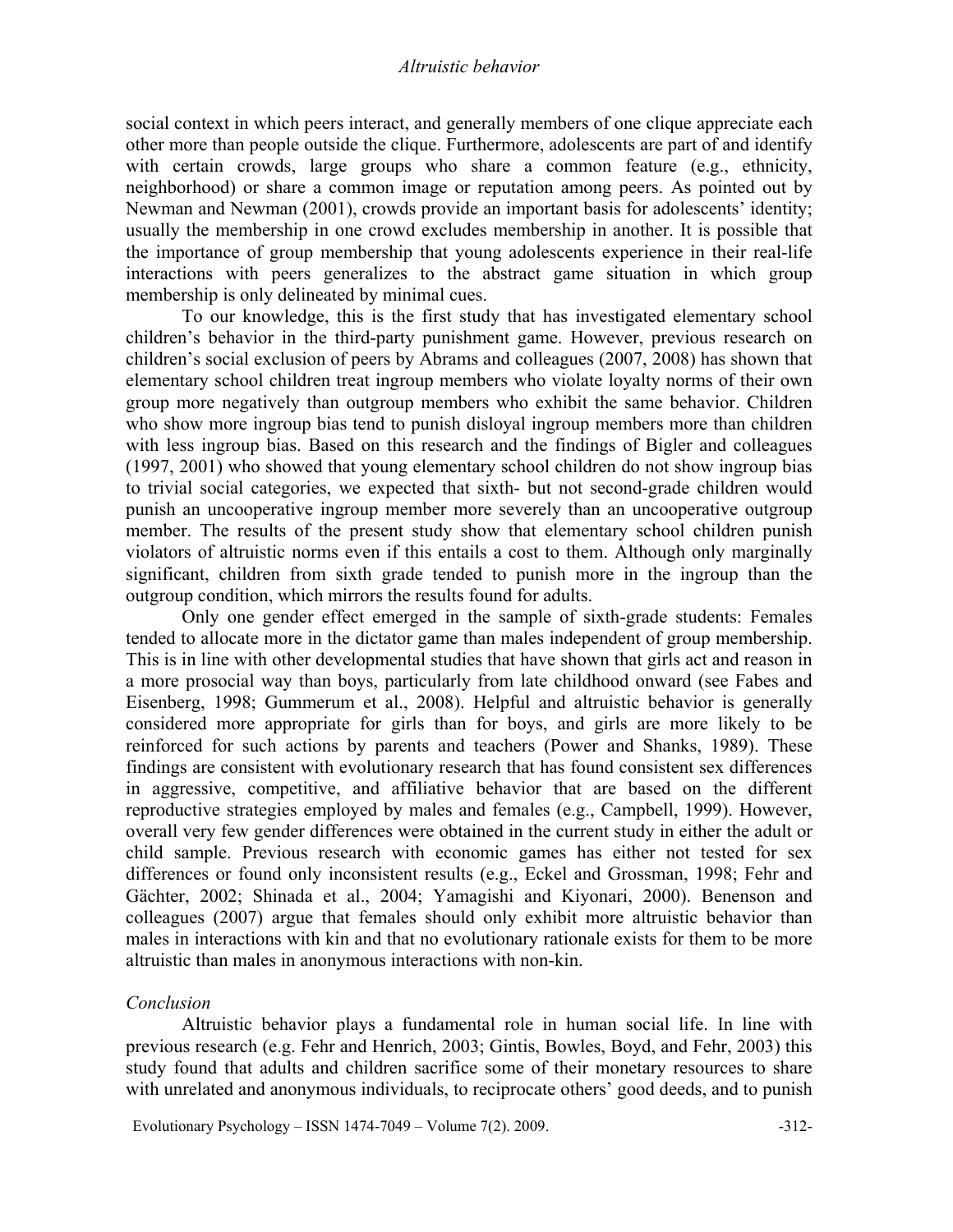social context in which peers interact, and generally members of one clique appreciate each other more than people outside the clique. Furthermore, adolescents are part of and identify with certain crowds, large groups who share a common feature (e.g., ethnicity, neighborhood) or share a common image or reputation among peers. As pointed out by Newman and Newman (2001), crowds provide an important basis for adolescents' identity; usually the membership in one crowd excludes membership in another. It is possible that the importance of group membership that young adolescents experience in their real-life interactions with peers generalizes to the abstract game situation in which group membership is only delineated by minimal cues.

To our knowledge, this is the first study that has investigated elementary school children's behavior in the third-party punishment game. However, previous research on children's social exclusion of peers by Abrams and colleagues (2007, 2008) has shown that elementary school children treat ingroup members who violate loyalty norms of their own group more negatively than outgroup members who exhibit the same behavior. Children who show more ingroup bias tend to punish disloyal ingroup members more than children with less ingroup bias. Based on this research and the findings of Bigler and colleagues (1997, 2001) who showed that young elementary school children do not show ingroup bias to trivial social categories, we expected that sixth- but not second-grade children would punish an uncooperative ingroup member more severely than an uncooperative outgroup member. The results of the present study show that elementary school children punish violators of altruistic norms even if this entails a cost to them. Although only marginally significant, children from sixth grade tended to punish more in the ingroup than the outgroup condition, which mirrors the results found for adults.

Only one gender effect emerged in the sample of sixth-grade students: Females tended to allocate more in the dictator game than males independent of group membership. This is in line with other developmental studies that have shown that girls act and reason in a more prosocial way than boys, particularly from late childhood onward (see Fabes and Eisenberg, 1998; Gummerum et al., 2008). Helpful and altruistic behavior is generally considered more appropriate for girls than for boys, and girls are more likely to be reinforced for such actions by parents and teachers (Power and Shanks, 1989). These findings are consistent with evolutionary research that has found consistent sex differences in aggressive, competitive, and affiliative behavior that are based on the different reproductive strategies employed by males and females (e.g., Campbell, 1999). However, overall very few gender differences were obtained in the current study in either the adult or child sample. Previous research with economic games has either not tested for sex differences or found only inconsistent results (e.g., Eckel and Grossman, 1998; Fehr and Gächter, 2002; Shinada et al., 2004; Yamagishi and Kiyonari, 2000). Benenson and colleagues (2007) argue that females should only exhibit more altruistic behavior than males in interactions with kin and that no evolutionary rationale exists for them to be more altruistic than males in anonymous interactions with non-kin.

### *Conclusion*

Altruistic behavior plays a fundamental role in human social life. In line with previous research (e.g. Fehr and Henrich, 2003; Gintis, Bowles, Boyd, and Fehr, 2003) this study found that adults and children sacrifice some of their monetary resources to share with unrelated and anonymous individuals, to reciprocate others' good deeds, and to punish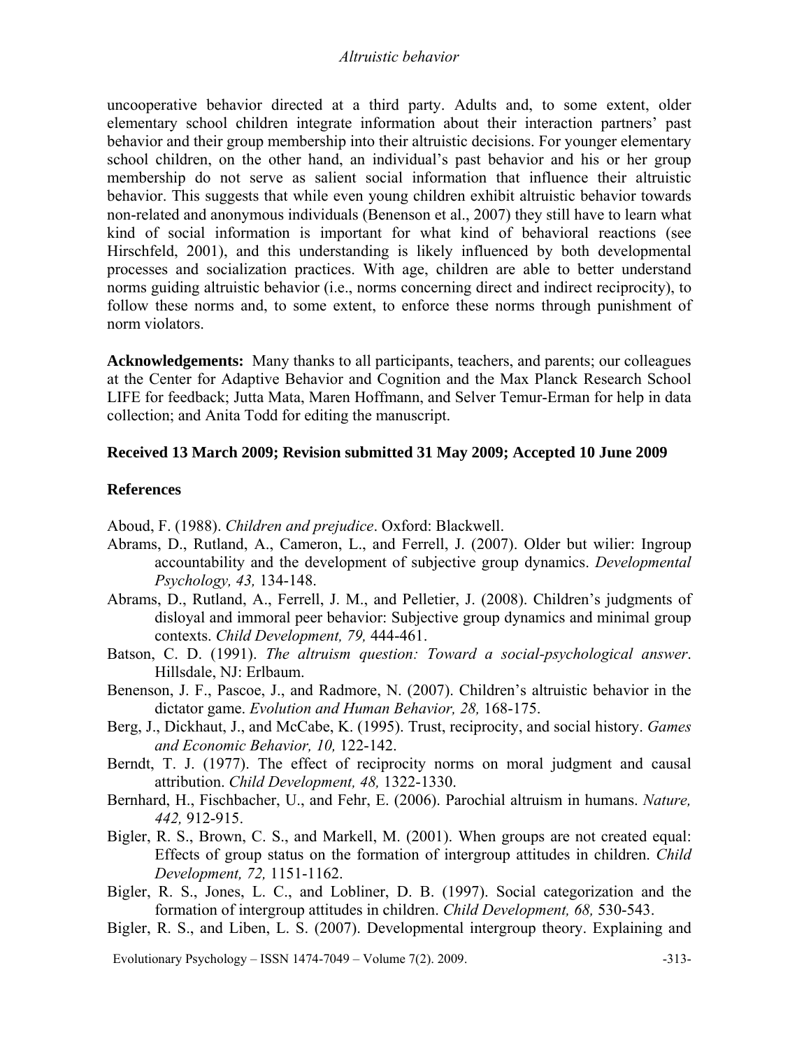uncooperative behavior directed at a third party. Adults and, to some extent, older elementary school children integrate information about their interaction partners' past behavior and their group membership into their altruistic decisions. For younger elementary school children, on the other hand, an individual's past behavior and his or her group membership do not serve as salient social information that influence their altruistic behavior. This suggests that while even young children exhibit altruistic behavior towards non-related and anonymous individuals (Benenson et al., 2007) they still have to learn what kind of social information is important for what kind of behavioral reactions (see Hirschfeld, 2001), and this understanding is likely influenced by both developmental processes and socialization practices. With age, children are able to better understand norms guiding altruistic behavior (i.e., norms concerning direct and indirect reciprocity), to follow these norms and, to some extent, to enforce these norms through punishment of norm violators.

**Acknowledgements:** Many thanks to all participants, teachers, and parents; our colleagues at the Center for Adaptive Behavior and Cognition and the Max Planck Research School LIFE for feedback; Jutta Mata, Maren Hoffmann, and Selver Temur-Erman for help in data collection; and Anita Todd for editing the manuscript.

**Received 13 March 2009; Revision submitted 31 May 2009; Accepted 10 June 2009**

## References

Aboud, F. (1988). *Children and prejudice*. Oxford: Blackwell.

Abrams, D., Rutland, A., Cameron, L., and Ferrell, J. (2007). Older but wilier: Ingroup accountability and the development of subjective group dynamics. *Developmental Psychology, 43,* 134-148.

Abrams, D., Rutland, A., Ferrell, J. M., and Pelletier, J. (2008). Children's judgments of disloyal and immoral peer behavior: Subjective group dynamics and minimal group contexts. *Child Development, 79,* 444-461.

Batson, C. D. (1991). *The altruism question: Toward a social-psychological answer*. Hillsdale, NJ: Erlbaum.

Benenson, J. F., Pascoe, J., and Radmore, N. (2007). Children's altruistic behavior in the dictator game. *Evolution and Human Behavior, 28,* 168-175.

Berg, J., Dickhaut, J., and McCabe, K. (1995). Trust, reciprocity, and social history. *Games and Economic Behavior, 10,* 122-142.

Berndt, T. J. (1977). The effect of reciprocity norms on moral judgment and causal attribution. *Child Development, 48,* 1322-1330.

Bernhard, H., Fischbacher, U., and Fehr, E. (2006). Parochial altruism in humans. *Nature, 442,* 912-915.

Bigler, R. S., Brown, C. S., and Markell, M. (2001). When groups are not created equal: Effects of group status on the formation of intergroup attitudes in children. *Child Development, 72,* 1151-1162.

Bigler, R. S., Jones, L. C., and Lobliner, D. B. (1997). Social categorization and the formation of intergroup attitudes in children. *Child Development, 68,* 530-543.

Bigler, R. S., and Liben, L. S. (2007). Developmental intergroup theory. Explaining and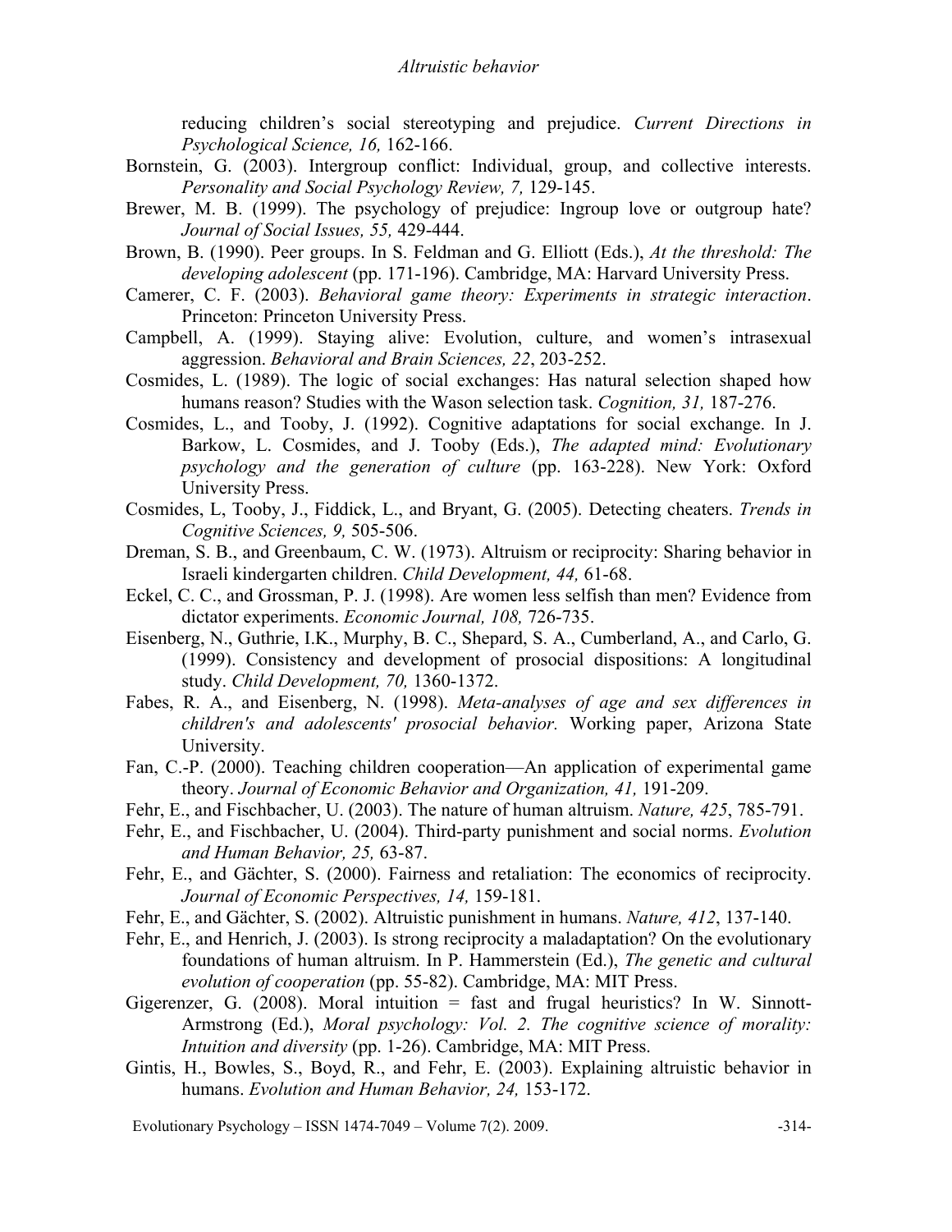reducing children's social stereotyping and prejudice. *Current Directions in Psychological Science, 16,* 162-166.

Bornstein, G. (2003). Intergroup conflict: Individual, group, and collective interests. *Personality and Social Psychology Review, 7,* 129-145.

Brewer, M. B. (1999). The psychology of prejudice: Ingroup love or outgroup hate? *Journal of Social Issues, 55,* 429-444.

Brown, B. (1990). Peer groups. In S. Feldman and G. Elliott (Eds.), *At the threshold: The developing adolescent* (pp. 171-196). Cambridge, MA: Harvard University Press.

Camerer, C. F. (2003). *Behavioral game theory: Experiments in strategic interaction*. Princeton: Princeton University Press.

Campbell, A. (1999). Staying alive: Evolution, culture, and women's intrasexual aggression. *Behavioral and Brain Sciences, 22*, 203-252.

Cosmides, L. (1989). The logic of social exchanges: Has natural selection shaped how humans reason? Studies with the Wason selection task. *Cognition, 31,* 187-276.

Cosmides, L., and Tooby, J. (1992). Cognitive adaptations for social exchange. In J. Barkow, L. Cosmides, and J. Tooby (Eds.), *The adapted mind: Evolutionary psychology and the generation of culture* (pp. 163-228). New York: Oxford University Press.

Cosmides, L, Tooby, J., Fiddick, L., and Bryant, G. (2005). Detecting cheaters. *Trends in Cognitive Sciences, 9,* 505-506.

Dreman, S. B., and Greenbaum, C. W. (1973). Altruism or reciprocity: Sharing behavior in Israeli kindergarten children. *Child Development, 44,* 61-68.

Eckel, C. C., and Grossman, P. J. (1998). Are women less selfish than men? Evidence from dictator experiments. *Economic Journal, 108,* 726-735.

Eisenberg, N., Guthrie, I.K., Murphy, B. C., Shepard, S. A., Cumberland, A., and Carlo, G. (1999). Consistency and development of prosocial dispositions: A longitudinal study. *Child Development, 70,* 1360-1372.

Fabes, R. A., and Eisenberg, N. (1998). *Meta-analyses of age and sex differences in children's and adolescents' prosocial behavior.* Working paper, Arizona State University.

Fan, C.-P. (2000). Teaching children cooperation—An application of experimental game theory. *Journal of Economic Behavior and Organization, 41,* 191-209.

Fehr, E., and Fischbacher, U. (2003). The nature of human altruism. *Nature, 425*, 785-791.

Fehr, E., and Fischbacher, U. (2004). Third-party punishment and social norms. *Evolution and Human Behavior, 25,* 63-87.

Fehr, E., and Gächter, S. (2000). Fairness and retaliation: The economics of reciprocity. *Journal of Economic Perspectives, 14,* 159-181.

Fehr, E., and Gächter, S. (2002). Altruistic punishment in humans. *Nature, 412*, 137-140.

Fehr, E., and Henrich, J. (2003). Is strong reciprocity a maladaptation? On the evolutionary foundations of human altruism. In P. Hammerstein (Ed.), *The genetic and cultural evolution of cooperation* (pp. 55-82). Cambridge, MA: MIT Press.

Gigerenzer, G. (2008). Moral intuition = fast and frugal heuristics? In W. Sinnott-Armstrong (Ed.), *Moral psychology: Vol. 2. The cognitive science of morality: Intuition and diversity* (pp. 1-26). Cambridge, MA: MIT Press.

Gintis, H., Bowles, S., Boyd, R., and Fehr, E. (2003). Explaining altruistic behavior in humans. *Evolution and Human Behavior, 24,* 153-172.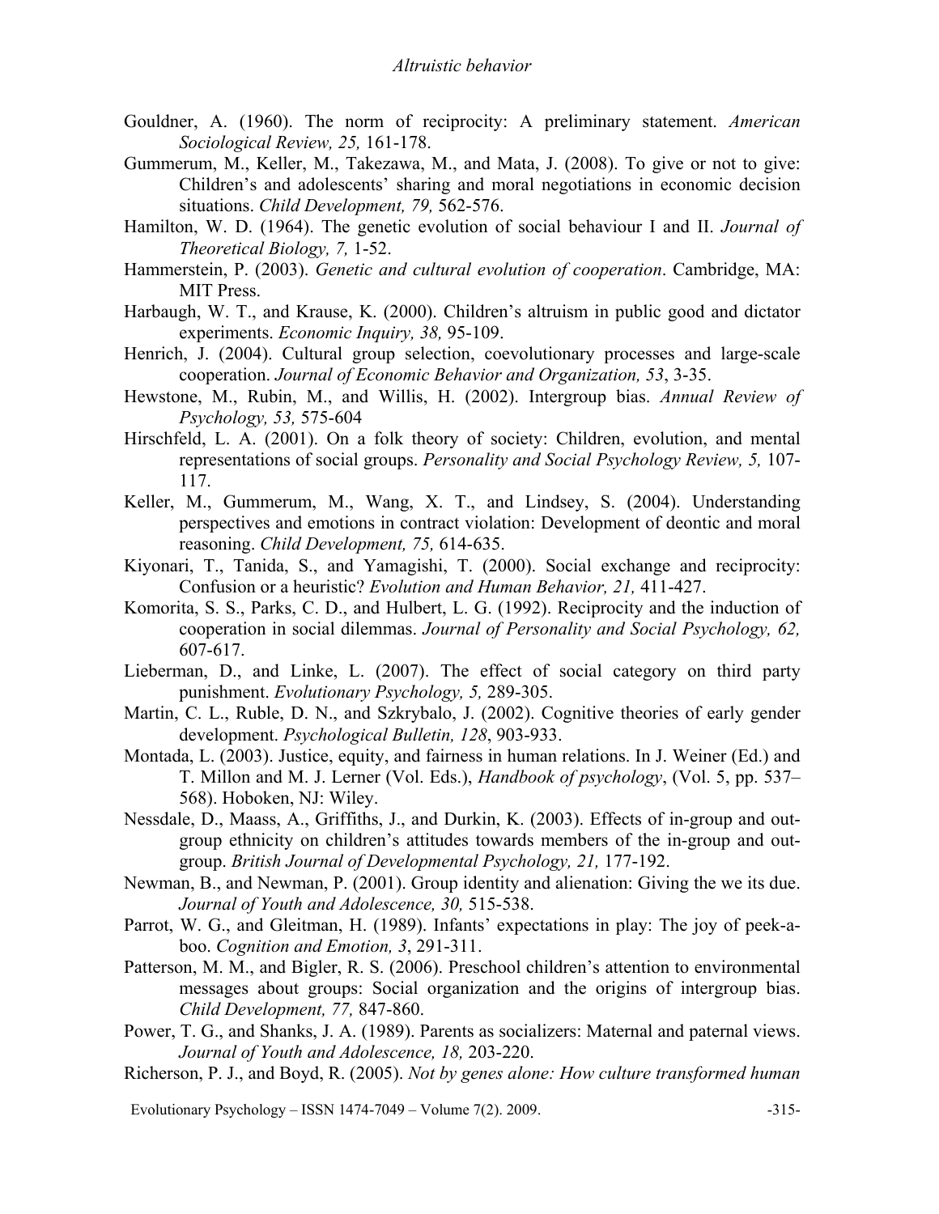Gouldner, A. (1960). The norm of reciprocity: A preliminary statement. *American Sociological Review, 25,* 161-178.

Gummerum, M., Keller, M., Takezawa, M., and Mata, J. (2008). To give or not to give: Children's and adolescents' sharing and moral negotiations in economic decision situations. *Child Development, 79,* 562-576.

Hamilton, W. D. (1964). The genetic evolution of social behaviour I and II. *Journal of Theoretical Biology, 7,* 1-52.

Hammerstein, P. (2003). *Genetic and cultural evolution of cooperation*. Cambridge, MA: MIT Press.

Harbaugh, W. T., and Krause, K. (2000). Children's altruism in public good and dictator experiments. *Economic Inquiry, 38,* 95-109.

Henrich, J. (2004). Cultural group selection, coevolutionary processes and large-scale cooperation. *Journal of Economic Behavior and Organization, 53*, 3-35.

Hewstone, M., Rubin, M., and Willis, H. (2002). Intergroup bias. *Annual Review of Psychology, 53,* 575-604

Hirschfeld, L. A. (2001). On a folk theory of society: Children, evolution, and mental representations of social groups. *Personality and Social Psychology Review, 5,* 107-117.

Keller, M., Gummerum, M., Wang, X. T., and Lindsey, S. (2004). Understanding perspectives and emotions in contract violation: Development of deontic and moral reasoning. *Child Development, 75,* 614-635.

Kiyonari, T., Tanida, S., and Yamagishi, T. (2000). Social exchange and reciprocity: Confusion or a heuristic? *Evolution and Human Behavior, 21,* 411-427.

Komorita, S. S., Parks, C. D., and Hulbert, L. G. (1992). Reciprocity and the induction of cooperation in social dilemmas. *Journal of Personality and Social Psychology, 62,* 607-617.

Lieberman, D., and Linke, L. (2007). The effect of social category on third party punishment. *Evolutionary Psychology, 5,* 289-305.

Martin, C. L., Ruble, D. N., and Szkrybalo, J. (2002). Cognitive theories of early gender development. *Psychological Bulletin, 128*, 903-933.

Montada, L. (2003). Justice, equity, and fairness in human relations. In J. Weiner (Ed.) and T. Millon and M. J. Lerner (Vol. Eds.), *Handbook of psychology*, (Vol. 5, pp. 537–568). Hoboken, NJ: Wiley.

Nessdale, D., Maass, A., Griffiths, J., and Durkin, K. (2003). Effects of in-group and out-group ethnicity on children's attitudes towards members of the in-group and out-group. *British Journal of Developmental Psychology, 21,* 177-192.

Newman, B., and Newman, P. (2001). Group identity and alienation: Giving the we its due. *Journal of Youth and Adolescence, 30,* 515-538.

Parrot, W. G., and Gleitman, H. (1989). Infants' expectations in play: The joy of peek-a-boo. *Cognition and Emotion, 3*, 291-311.

Patterson, M. M., and Bigler, R. S. (2006). Preschool children's attention to environmental messages about groups: Social organization and the origins of intergroup bias. *Child Development, 77,* 847-860.

Power, T. G., and Shanks, J. A. (1989). Parents as socializers: Maternal and paternal views. *Journal of Youth and Adolescence, 18,* 203-220.

Richerson, P. J., and Boyd, R. (2005). *Not by genes alone: How culture transformed human*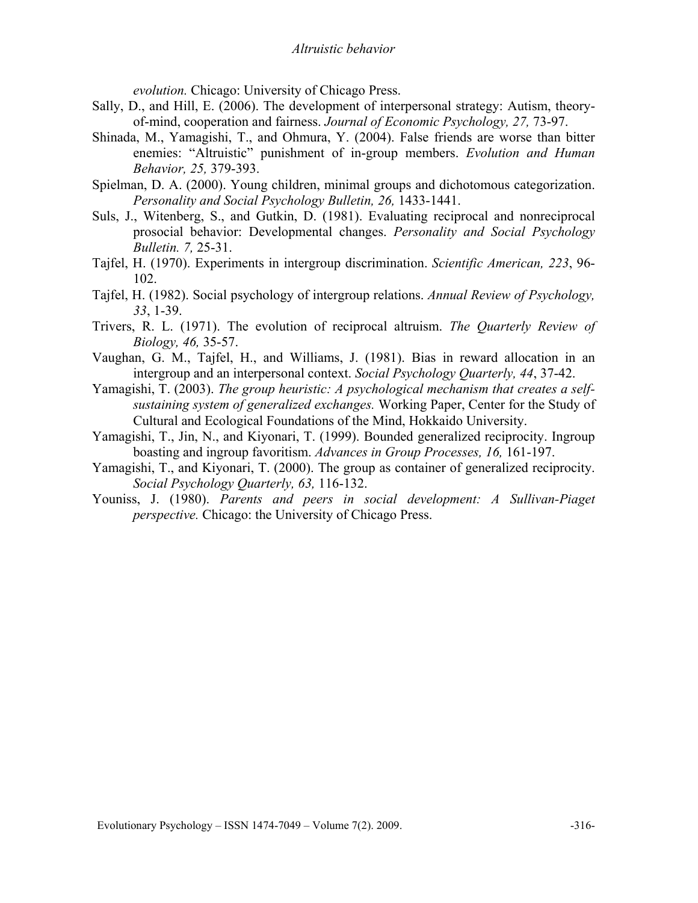*evolution.* Chicago: University of Chicago Press.

Sally, D., and Hill, E. (2006). The development of interpersonal strategy: Autism, theory-of-mind, cooperation and fairness. *Journal of Economic Psychology, 27,* 73-97.

Shinada, M., Yamagishi, T., and Ohmura, Y. (2004). False friends are worse than bitter enemies: "Altruistic" punishment of in-group members. *Evolution and Human Behavior, 25,* 379-393.

Spielman, D. A. (2000). Young children, minimal groups and dichotomous categorization. *Personality and Social Psychology Bulletin, 26,* 1433-1441.

Suls, J., Witenberg, S., and Gutkin, D. (1981). Evaluating reciprocal and nonreciprocal prosocial behavior: Developmental changes. *Personality and Social Psychology Bulletin. 7,* 25-31.

Tajfel, H. (1970). Experiments in intergroup discrimination. *Scientific American, 223*, 96-102.

Tajfel, H. (1982). Social psychology of intergroup relations. *Annual Review of Psychology, 33*, 1-39.

Trivers, R. L. (1971). The evolution of reciprocal altruism. *The Quarterly Review of Biology, 46,* 35-57.

Vaughan, G. M., Tajfel, H., and Williams, J. (1981). Bias in reward allocation in an intergroup and an interpersonal context. *Social Psychology Quarterly, 44*, 37-42.

Yamagishi, T. (2003). *The group heuristic: A psychological mechanism that creates a self-sustaining system of generalized exchanges.* Working Paper, Center for the Study of Cultural and Ecological Foundations of the Mind, Hokkaido University.

Yamagishi, T., Jin, N., and Kiyonari, T. (1999). Bounded generalized reciprocity. Ingroup boasting and ingroup favoritism. *Advances in Group Processes, 16,* 161-197.

Yamagishi, T., and Kiyonari, T. (2000). The group as container of generalized reciprocity. *Social Psychology Quarterly, 63,* 116-132.

Youniss, J. (1980). *Parents and peers in social development: A Sullivan-Piaget perspective.* Chicago: the University of Chicago Press.